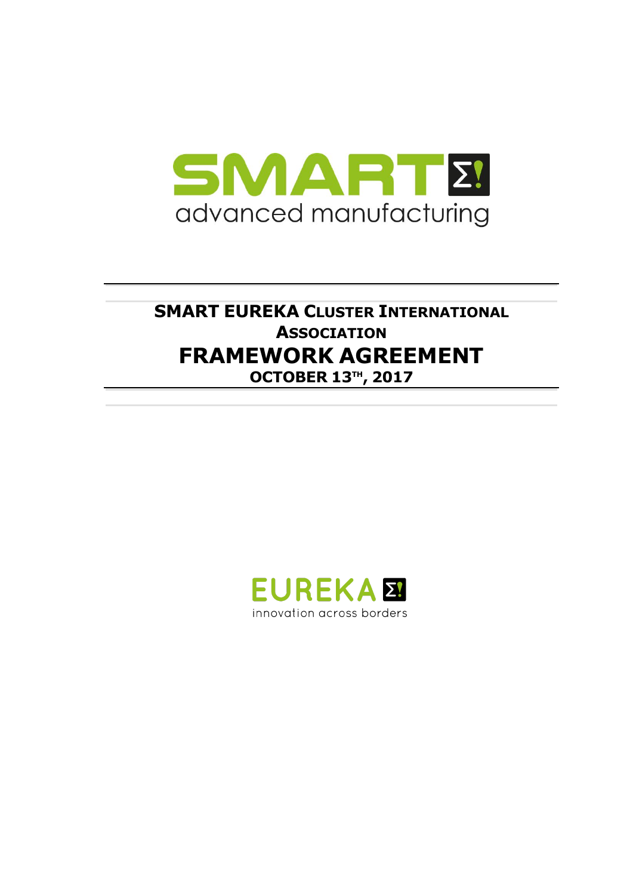SMART advanced manufacturing

# SMART EUREKA CLUSTER INTERNATIONAL ASSOCIATION

# FRAMEWORK AGREEMENT

**OCTOBER 13TH, 2017**

EUREKA innovation across borders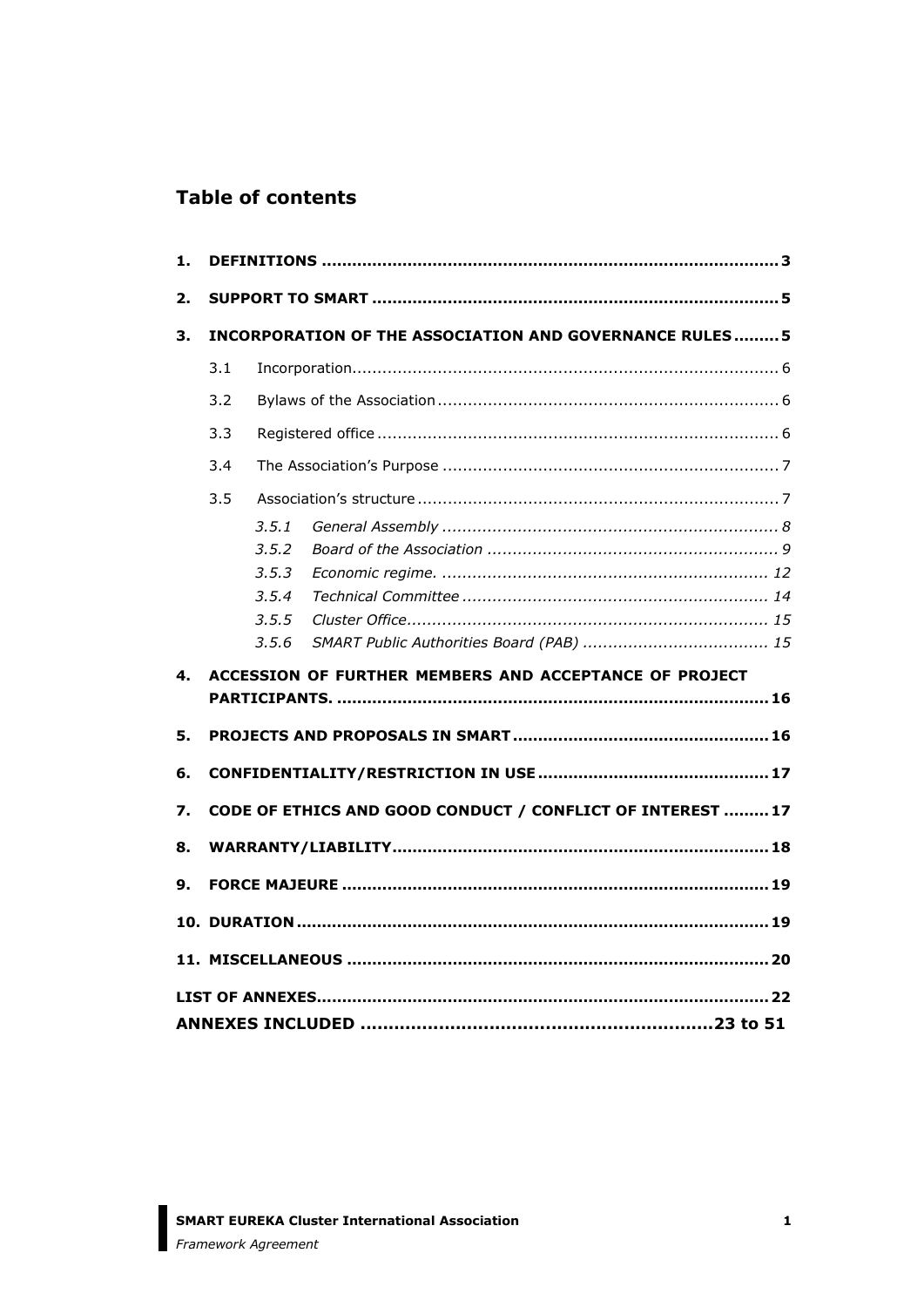## Table of contents

1. **DEFINITIONS** .......... **3**
2. **SUPPORT TO SMART** .......... **5**
3. **INCORPORATION OF THE ASSOCIATION AND GOVERNANCE RULES** .......... **5**
   - 3.1 Incorporation .......... 6
   - 3.2 Bylaws of the Association .......... 6
   - 3.3 Registered office .......... 6
   - 3.4 The Association's Purpose .......... 7
   - 3.5 Association's structure .......... 7
     - *3.5.1 General Assembly* .......... *8*
     - *3.5.2 Board of the Association* .......... *9*
     - *3.5.3 Economic regime.* .......... *12*
     - *3.5.4 Technical Committee* .......... *14*
     - *3.5.5 Cluster Office* .......... *15*
     - *3.5.6 SMART Public Authorities Board (PAB)* .......... *15*
4. **ACCESSION OF FURTHER MEMBERS AND ACCEPTANCE OF PROJECT PARTICIPANTS.** .......... **16**
5. **PROJECTS AND PROPOSALS IN SMART** .......... **16**
6. **CONFIDENTIALITY/RESTRICTION IN USE** .......... **17**
7. **CODE OF ETHICS AND GOOD CONDUCT / CONFLICT OF INTEREST** .......... **17**
8. **WARRANTY/LIABILITY** .......... **18**
9. **FORCE MAJEURE** .......... **19**
10. **DURATION** .......... **19**
11. **MISCELLANEOUS** .......... **20**

**LIST OF ANNEXES** .......... **22**

**ANNEXES INCLUDED** .......... **23 to 51**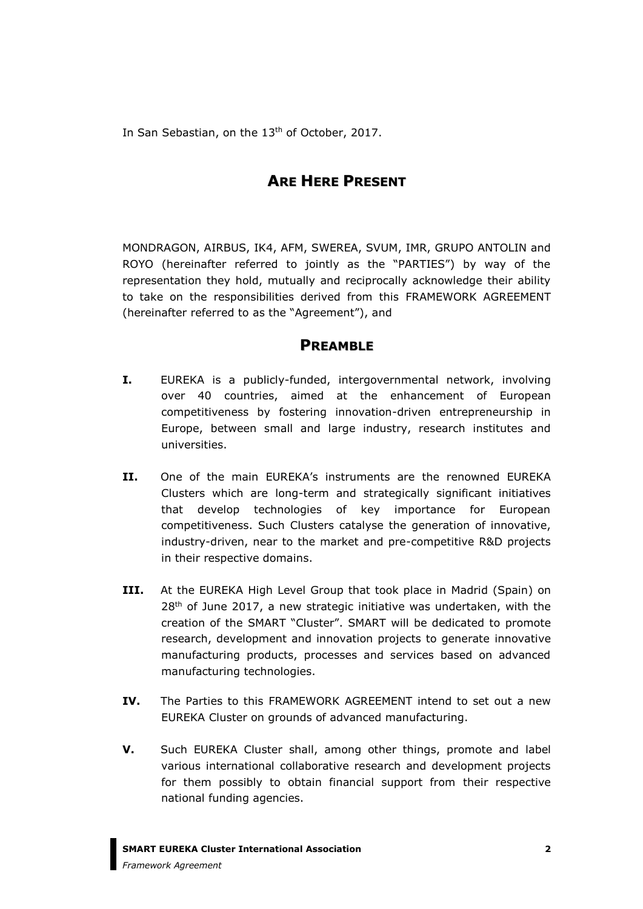In San Sebastian, on the 13th of October, 2017.

## ARE HERE PRESENT

MONDRAGON, AIRBUS, IK4, AFM, SWEREA, SVUM, IMR, GRUPO ANTOLIN and ROYO (hereinafter referred to jointly as the "PARTIES") by way of the representation they hold, mutually and reciprocally acknowledge their ability to take on the responsibilities derived from this FRAMEWORK AGREEMENT (hereinafter referred to as the "Agreement"), and

## PREAMBLE

**I.** EUREKA is a publicly-funded, intergovernmental network, involving over 40 countries, aimed at the enhancement of European competitiveness by fostering innovation-driven entrepreneurship in Europe, between small and large industry, research institutes and universities.

**II.** One of the main EUREKA's instruments are the renowned EUREKA Clusters which are long-term and strategically significant initiatives that develop technologies of key importance for European competitiveness. Such Clusters catalyse the generation of innovative, industry-driven, near to the market and pre-competitive R&D projects in their respective domains.

**III.** At the EUREKA High Level Group that took place in Madrid (Spain) on 28th of June 2017, a new strategic initiative was undertaken, with the creation of the SMART "Cluster". SMART will be dedicated to promote research, development and innovation projects to generate innovative manufacturing products, processes and services based on advanced manufacturing technologies.

**IV.** The Parties to this FRAMEWORK AGREEMENT intend to set out a new EUREKA Cluster on grounds of advanced manufacturing.

**V.** Such EUREKA Cluster shall, among other things, promote and label various international collaborative research and development projects for them possibly to obtain financial support from their respective national funding agencies.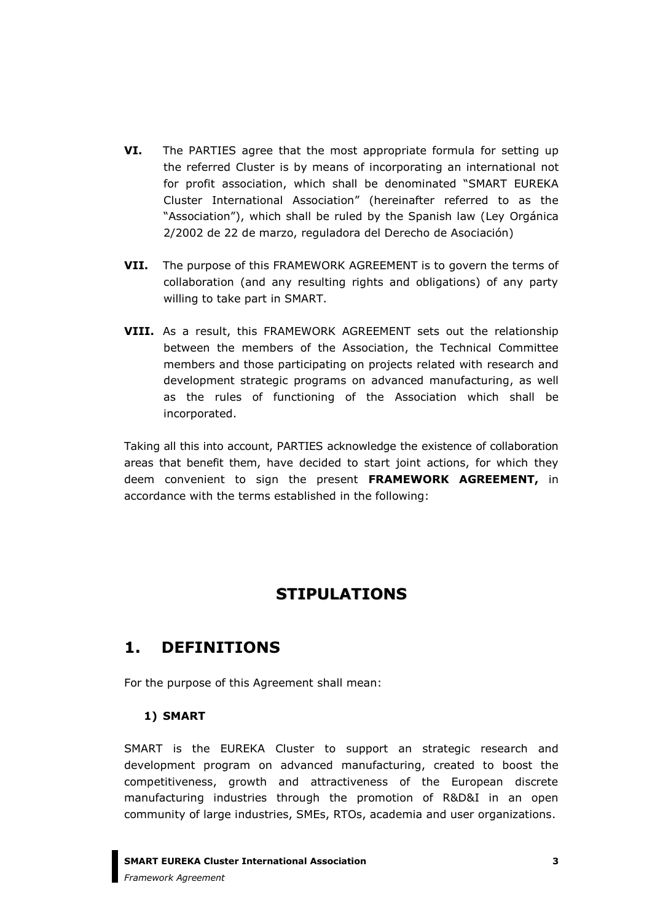**VI.** The PARTIES agree that the most appropriate formula for setting up the referred Cluster is by means of incorporating an international not for profit association, which shall be denominated "SMART EUREKA Cluster International Association" (hereinafter referred to as the "Association"), which shall be ruled by the Spanish law (Ley Orgánica 2/2002 de 22 de marzo, reguladora del Derecho de Asociación)

**VII.** The purpose of this FRAMEWORK AGREEMENT is to govern the terms of collaboration (and any resulting rights and obligations) of any party willing to take part in SMART.

**VIII.** As a result, this FRAMEWORK AGREEMENT sets out the relationship between the members of the Association, the Technical Committee members and those participating on projects related with research and development strategic programs on advanced manufacturing, as well as the rules of functioning of the Association which shall be incorporated.

Taking all this into account, PARTIES acknowledge the existence of collaboration areas that benefit them, have decided to start joint actions, for which they deem convenient to sign the present **FRAMEWORK AGREEMENT,** in accordance with the terms established in the following:

# STIPULATIONS

## 1. DEFINITIONS

For the purpose of this Agreement shall mean:

### 1) SMART

SMART is the EUREKA Cluster to support an strategic research and development program on advanced manufacturing, created to boost the competitiveness, growth and attractiveness of the European discrete manufacturing industries through the promotion of R&D&I in an open community of large industries, SMEs, RTOs, academia and user organizations.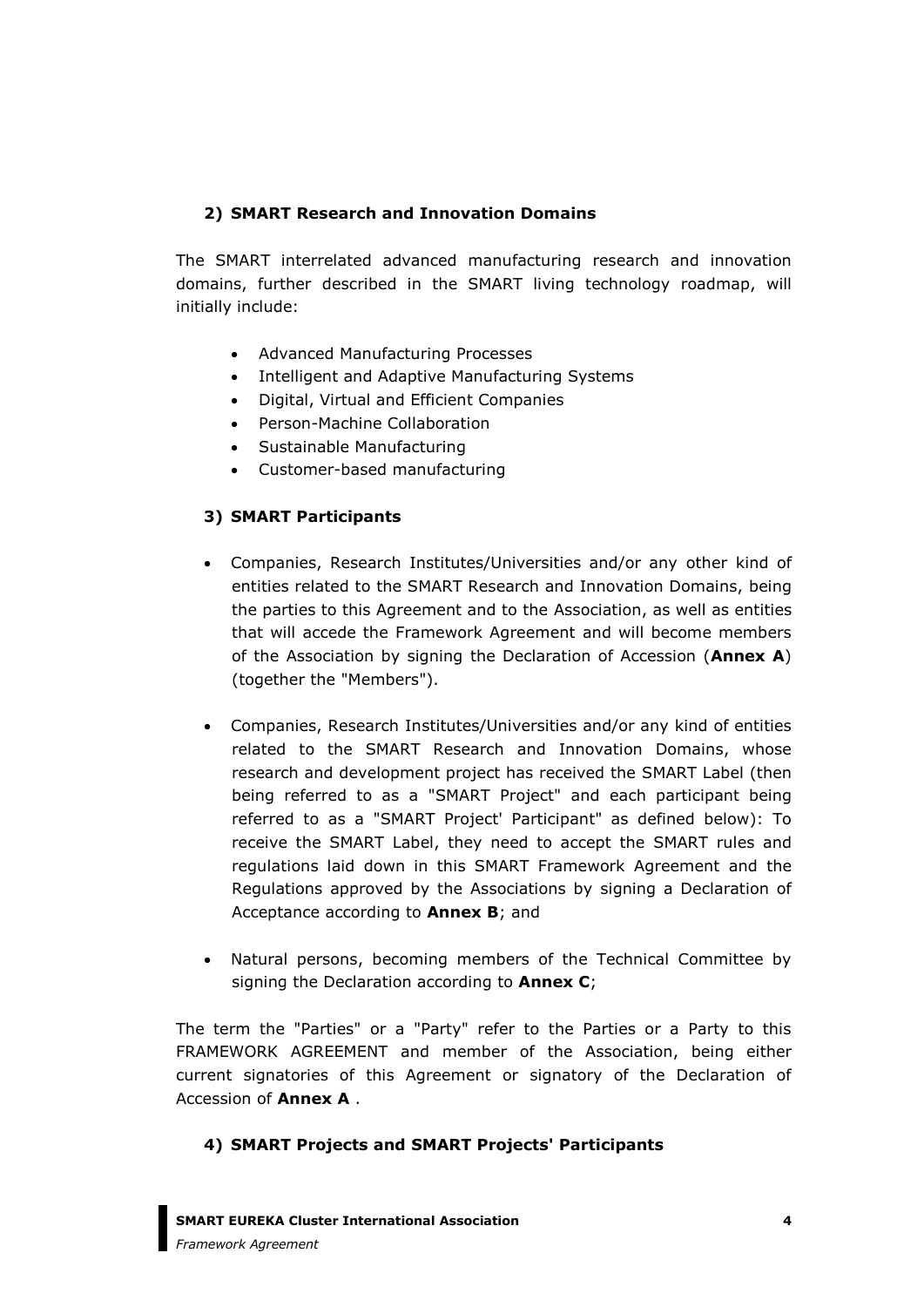## 2) SMART Research and Innovation Domains

The SMART interrelated advanced manufacturing research and innovation domains, further described in the SMART living technology roadmap, will initially include:

- Advanced Manufacturing Processes
- Intelligent and Adaptive Manufacturing Systems
- Digital, Virtual and Efficient Companies
- Person-Machine Collaboration
- Sustainable Manufacturing
- Customer-based manufacturing

## 3) SMART Participants

- Companies, Research Institutes/Universities and/or any other kind of entities related to the SMART Research and Innovation Domains, being the parties to this Agreement and to the Association, as well as entities that will accede the Framework Agreement and will become members of the Association by signing the Declaration of Accession (**Annex A**) (together the "Members").

- Companies, Research Institutes/Universities and/or any kind of entities related to the SMART Research and Innovation Domains, whose research and development project has received the SMART Label (then being referred to as a "SMART Project" and each participant being referred to as a "SMART Project' Participant" as defined below): To receive the SMART Label, they need to accept the SMART rules and regulations laid down in this SMART Framework Agreement and the Regulations approved by the Associations by signing a Declaration of Acceptance according to **Annex B**; and

- Natural persons, becoming members of the Technical Committee by signing the Declaration according to **Annex C**;

The term the "Parties" or a "Party" refer to the Parties or a Party to this FRAMEWORK AGREEMENT and member of the Association, being either current signatories of this Agreement or signatory of the Declaration of Accession of **Annex A** .

## 4) SMART Projects and SMART Projects' Participants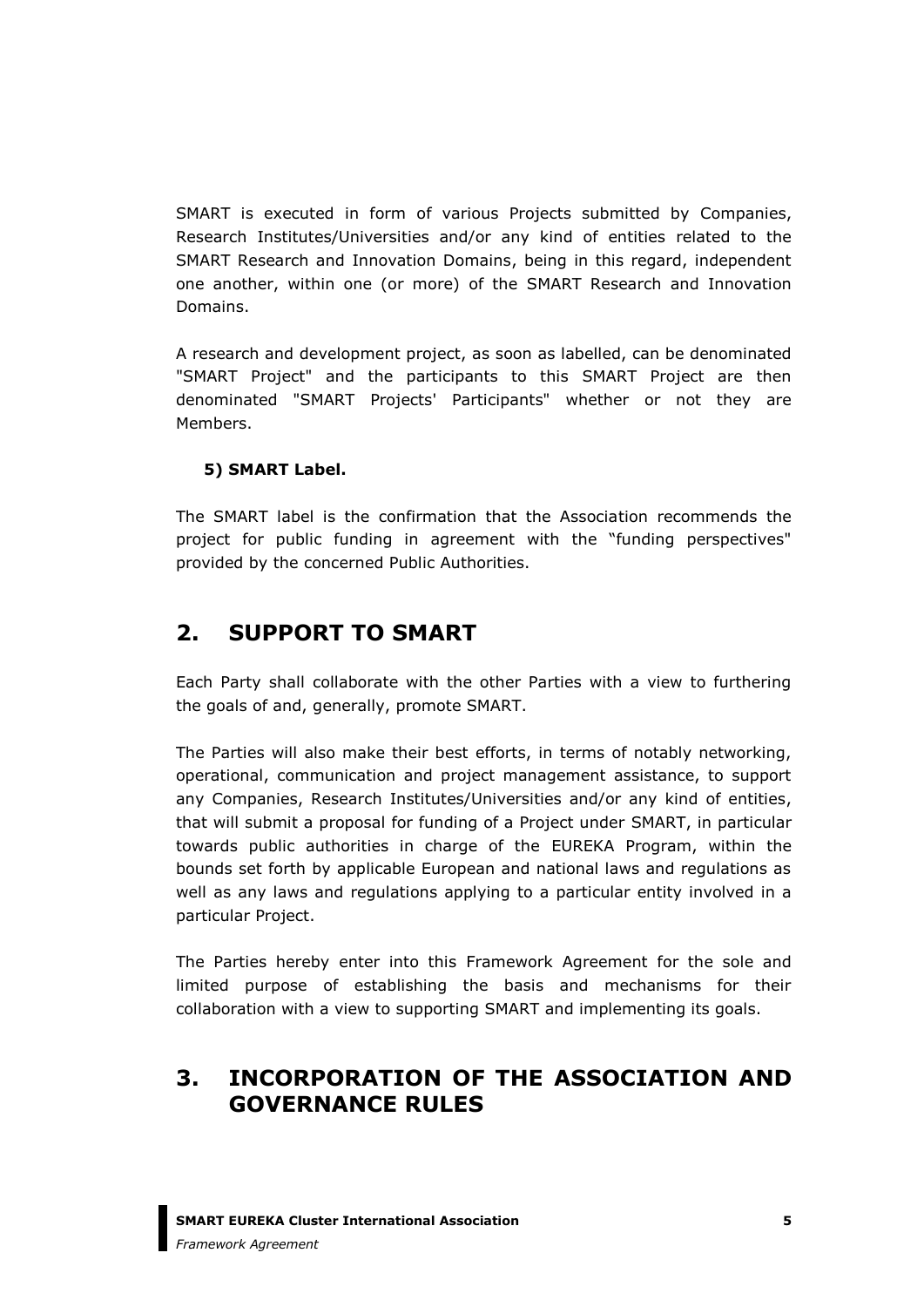SMART is executed in form of various Projects submitted by Companies, Research Institutes/Universities and/or any kind of entities related to the SMART Research and Innovation Domains, being in this regard, independent one another, within one (or more) of the SMART Research and Innovation Domains.

A research and development project, as soon as labelled, can be denominated "SMART Project" and the participants to this SMART Project are then denominated "SMART Projects' Participants" whether or not they are Members.

**5) SMART Label.**

The SMART label is the confirmation that the Association recommends the project for public funding in agreement with the "funding perspectives" provided by the concerned Public Authorities.

## 2. SUPPORT TO SMART

Each Party shall collaborate with the other Parties with a view to furthering the goals of and, generally, promote SMART.

The Parties will also make their best efforts, in terms of notably networking, operational, communication and project management assistance, to support any Companies, Research Institutes/Universities and/or any kind of entities, that will submit a proposal for funding of a Project under SMART, in particular towards public authorities in charge of the EUREKA Program, within the bounds set forth by applicable European and national laws and regulations as well as any laws and regulations applying to a particular entity involved in a particular Project.

The Parties hereby enter into this Framework Agreement for the sole and limited purpose of establishing the basis and mechanisms for their collaboration with a view to supporting SMART and implementing its goals.

## 3. INCORPORATION OF THE ASSOCIATION AND GOVERNANCE RULES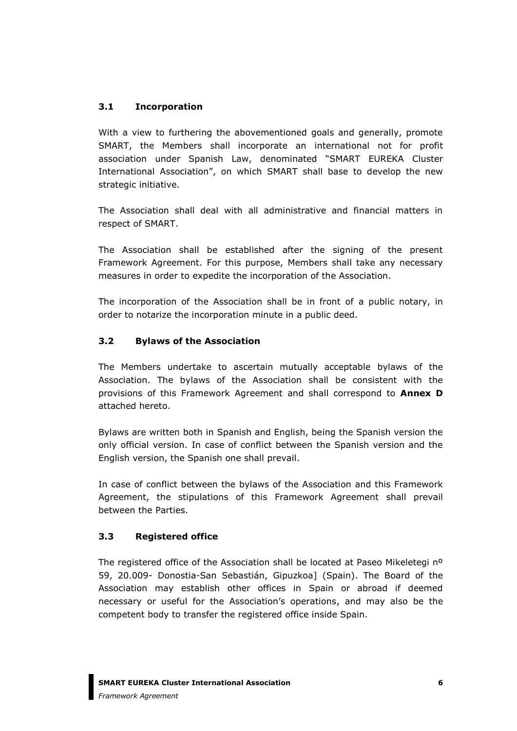### 3.1 Incorporation

With a view to furthering the abovementioned goals and generally, promote SMART, the Members shall incorporate an international not for profit association under Spanish Law, denominated "SMART EUREKA Cluster International Association", on which SMART shall base to develop the new strategic initiative.

The Association shall deal with all administrative and financial matters in respect of SMART.

The Association shall be established after the signing of the present Framework Agreement. For this purpose, Members shall take any necessary measures in order to expedite the incorporation of the Association.

The incorporation of the Association shall be in front of a public notary, in order to notarize the incorporation minute in a public deed.

### 3.2 Bylaws of the Association

The Members undertake to ascertain mutually acceptable bylaws of the Association. The bylaws of the Association shall be consistent with the provisions of this Framework Agreement and shall correspond to **Annex D** attached hereto.

Bylaws are written both in Spanish and English, being the Spanish version the only official version. In case of conflict between the Spanish version and the English version, the Spanish one shall prevail.

In case of conflict between the bylaws of the Association and this Framework Agreement, the stipulations of this Framework Agreement shall prevail between the Parties.

### 3.3 Registered office

The registered office of the Association shall be located at Paseo Mikeletegi nº 59, 20.009- Donostia-San Sebastián, Gipuzkoa] (Spain). The Board of the Association may establish other offices in Spain or abroad if deemed necessary or useful for the Association's operations, and may also be the competent body to transfer the registered office inside Spain.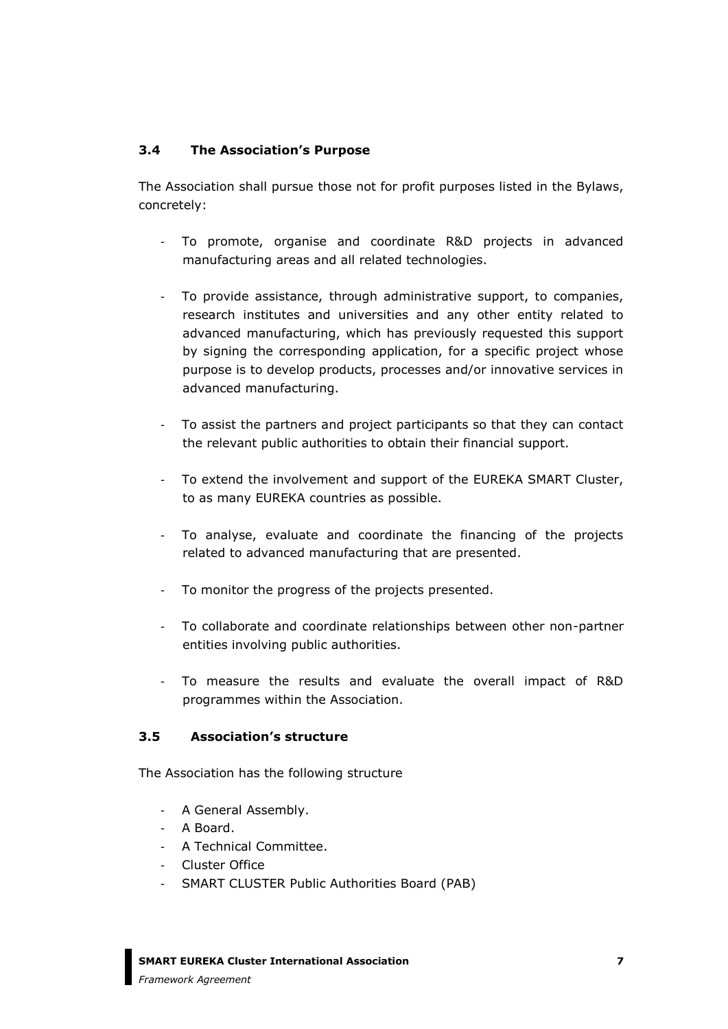### 3.4 The Association's Purpose

The Association shall pursue those not for profit purposes listed in the Bylaws, concretely:

- To promote, organise and coordinate R&D projects in advanced manufacturing areas and all related technologies.

- To provide assistance, through administrative support, to companies, research institutes and universities and any other entity related to advanced manufacturing, which has previously requested this support by signing the corresponding application, for a specific project whose purpose is to develop products, processes and/or innovative services in advanced manufacturing.

- To assist the partners and project participants so that they can contact the relevant public authorities to obtain their financial support.

- To extend the involvement and support of the EUREKA SMART Cluster, to as many EUREKA countries as possible.

- To analyse, evaluate and coordinate the financing of the projects related to advanced manufacturing that are presented.

- To monitor the progress of the projects presented.

- To collaborate and coordinate relationships between other non-partner entities involving public authorities.

- To measure the results and evaluate the overall impact of R&D programmes within the Association.

### 3.5 Association's structure

The Association has the following structure

- A General Assembly.
- A Board.
- A Technical Committee.
- Cluster Office
- SMART CLUSTER Public Authorities Board (PAB)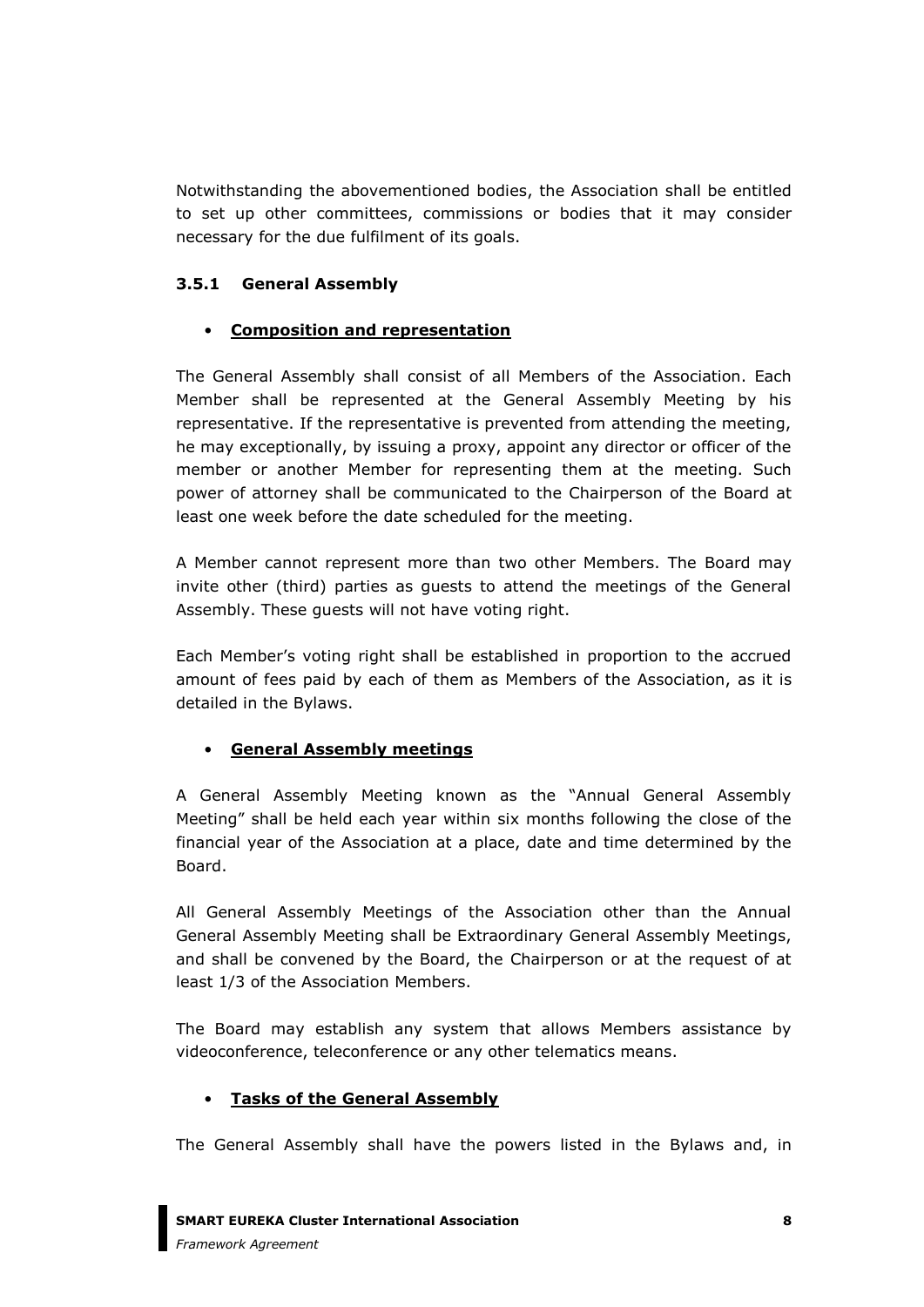Notwithstanding the abovementioned bodies, the Association shall be entitled to set up other committees, commissions or bodies that it may consider necessary for the due fulfilment of its goals.

### 3.5.1 General Assembly

- **Composition and representation**

The General Assembly shall consist of all Members of the Association. Each Member shall be represented at the General Assembly Meeting by his representative. If the representative is prevented from attending the meeting, he may exceptionally, by issuing a proxy, appoint any director or officer of the member or another Member for representing them at the meeting. Such power of attorney shall be communicated to the Chairperson of the Board at least one week before the date scheduled for the meeting.

A Member cannot represent more than two other Members. The Board may invite other (third) parties as guests to attend the meetings of the General Assembly. These guests will not have voting right.

Each Member's voting right shall be established in proportion to the accrued amount of fees paid by each of them as Members of the Association, as it is detailed in the Bylaws.

- **General Assembly meetings**

A General Assembly Meeting known as the "Annual General Assembly Meeting" shall be held each year within six months following the close of the financial year of the Association at a place, date and time determined by the Board.

All General Assembly Meetings of the Association other than the Annual General Assembly Meeting shall be Extraordinary General Assembly Meetings, and shall be convened by the Board, the Chairperson or at the request of at least 1/3 of the Association Members.

The Board may establish any system that allows Members assistance by videoconference, teleconference or any other telematics means.

- **Tasks of the General Assembly**

The General Assembly shall have the powers listed in the Bylaws and, in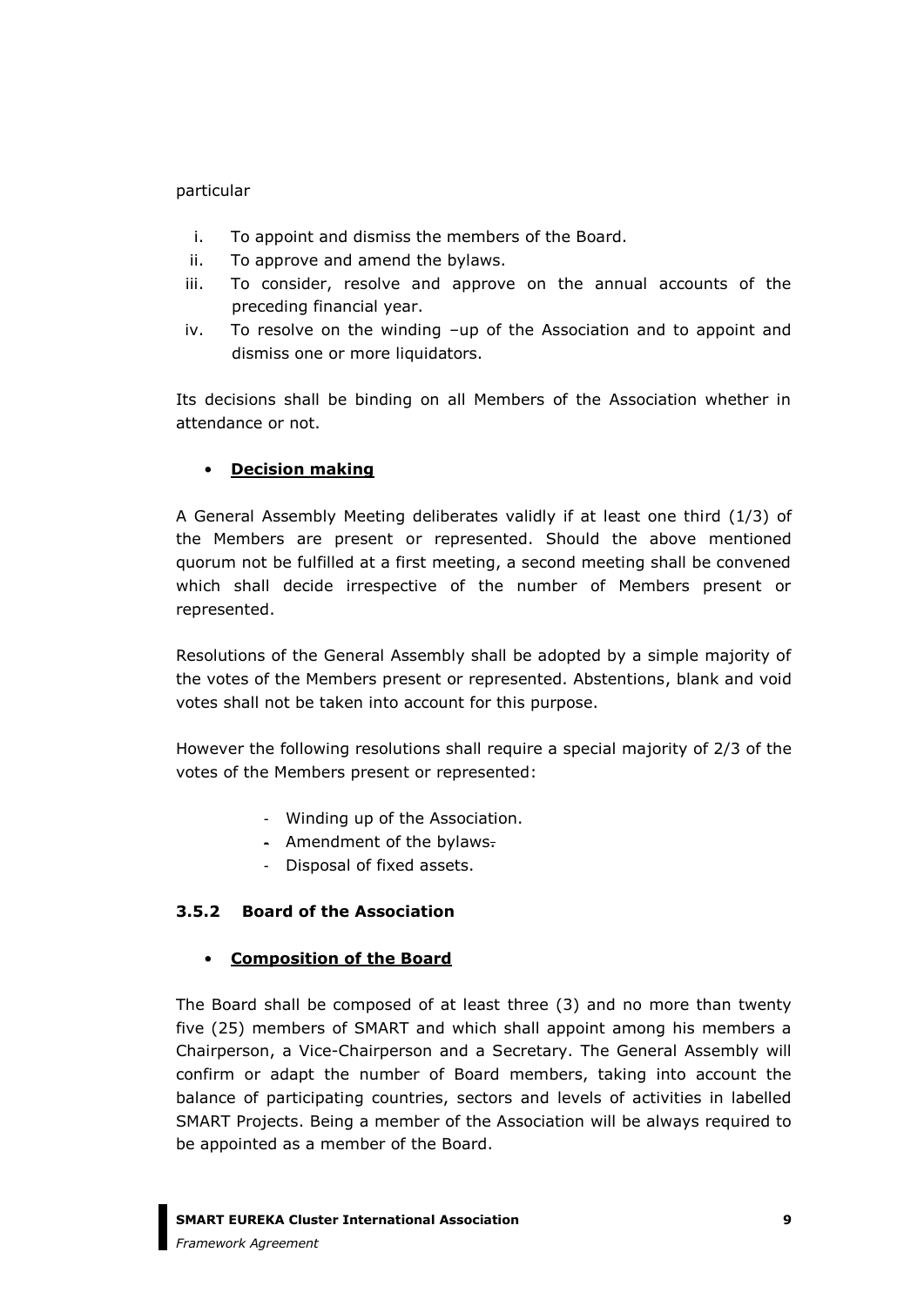particular

i. To appoint and dismiss the members of the Board.
ii. To approve and amend the bylaws.
iii. To consider, resolve and approve on the annual accounts of the preceding financial year.
iv. To resolve on the winding –up of the Association and to appoint and dismiss one or more liquidators.

Its decisions shall be binding on all Members of the Association whether in attendance or not.

- **Decision making**

A General Assembly Meeting deliberates validly if at least one third (1/3) of the Members are present or represented. Should the above mentioned quorum not be fulfilled at a first meeting, a second meeting shall be convened which shall decide irrespective of the number of Members present or represented.

Resolutions of the General Assembly shall be adopted by a simple majority of the votes of the Members present or represented. Abstentions, blank and void votes shall not be taken into account for this purpose.

However the following resolutions shall require a special majority of 2/3 of the votes of the Members present or represented:

- Winding up of the Association.
- Amendment of the bylaws.
- Disposal of fixed assets.

### 3.5.2 Board of the Association

- **Composition of the Board**

The Board shall be composed of at least three (3) and no more than twenty five (25) members of SMART and which shall appoint among his members a Chairperson, a Vice-Chairperson and a Secretary. The General Assembly will confirm or adapt the number of Board members, taking into account the balance of participating countries, sectors and levels of activities in labelled SMART Projects. Being a member of the Association will be always required to be appointed as a member of the Board.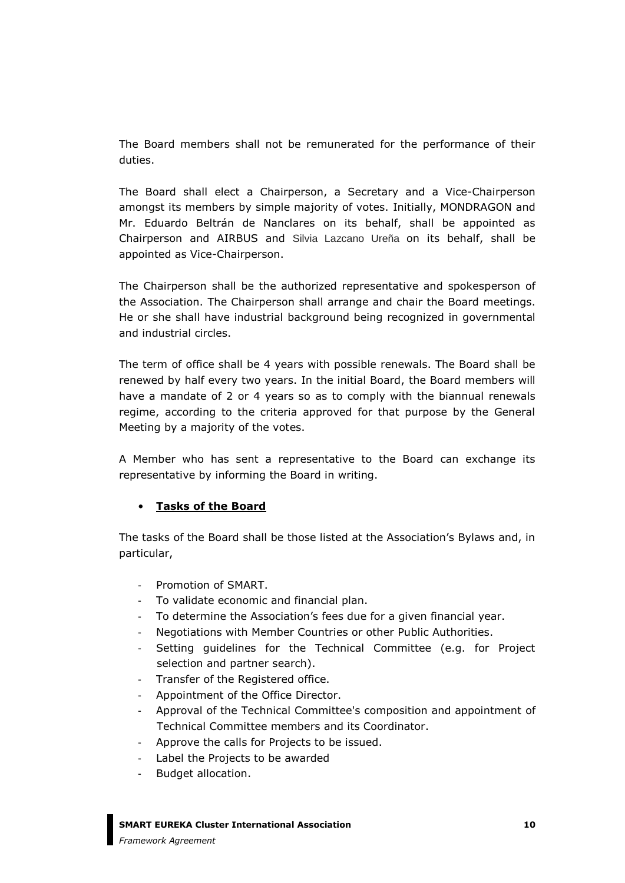The Board members shall not be remunerated for the performance of their duties.

The Board shall elect a Chairperson, a Secretary and a Vice-Chairperson amongst its members by simple majority of votes. Initially, MONDRAGON and Mr. Eduardo Beltrán de Nanclares on its behalf, shall be appointed as Chairperson and AIRBUS and Silvia Lazcano Ureña on its behalf, shall be appointed as Vice-Chairperson.

The Chairperson shall be the authorized representative and spokesperson of the Association. The Chairperson shall arrange and chair the Board meetings. He or she shall have industrial background being recognized in governmental and industrial circles.

The term of office shall be 4 years with possible renewals. The Board shall be renewed by half every two years. In the initial Board, the Board members will have a mandate of 2 or 4 years so as to comply with the biannual renewals regime, according to the criteria approved for that purpose by the General Meeting by a majority of the votes.

A Member who has sent a representative to the Board can exchange its representative by informing the Board in writing.

- **Tasks of the Board**

The tasks of the Board shall be those listed at the Association's Bylaws and, in particular,

- Promotion of SMART.
- To validate economic and financial plan.
- To determine the Association's fees due for a given financial year.
- Negotiations with Member Countries or other Public Authorities.
- Setting guidelines for the Technical Committee (e.g. for Project selection and partner search).
- Transfer of the Registered office.
- Appointment of the Office Director.
- Approval of the Technical Committee's composition and appointment of Technical Committee members and its Coordinator.
- Approve the calls for Projects to be issued.
- Label the Projects to be awarded
- Budget allocation.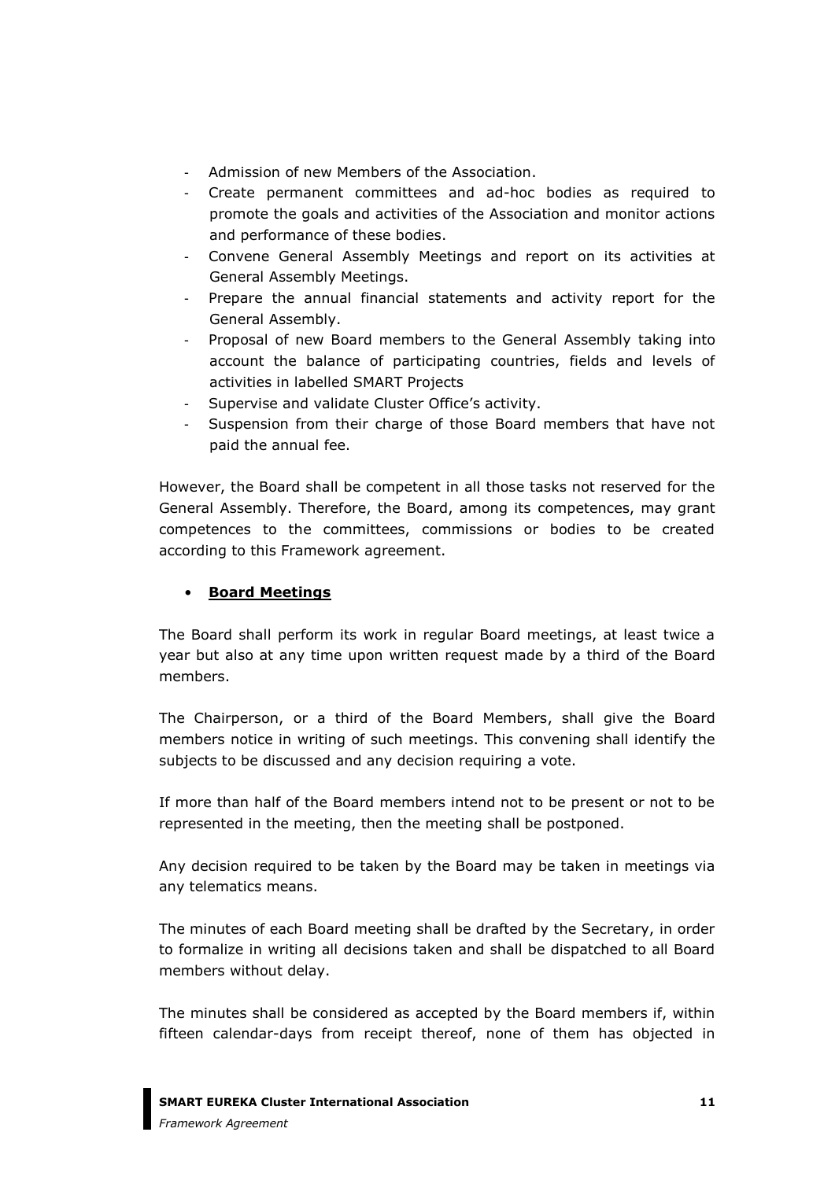- Admission of new Members of the Association.
- Create permanent committees and ad-hoc bodies as required to promote the goals and activities of the Association and monitor actions and performance of these bodies.
- Convene General Assembly Meetings and report on its activities at General Assembly Meetings.
- Prepare the annual financial statements and activity report for the General Assembly.
- Proposal of new Board members to the General Assembly taking into account the balance of participating countries, fields and levels of activities in labelled SMART Projects
- Supervise and validate Cluster Office's activity.
- Suspension from their charge of those Board members that have not paid the annual fee.

However, the Board shall be competent in all those tasks not reserved for the General Assembly. Therefore, the Board, among its competences, may grant competences to the committees, commissions or bodies to be created according to this Framework agreement.

- **Board Meetings**

The Board shall perform its work in regular Board meetings, at least twice a year but also at any time upon written request made by a third of the Board members.

The Chairperson, or a third of the Board Members, shall give the Board members notice in writing of such meetings. This convening shall identify the subjects to be discussed and any decision requiring a vote.

If more than half of the Board members intend not to be present or not to be represented in the meeting, then the meeting shall be postponed.

Any decision required to be taken by the Board may be taken in meetings via any telematics means.

The minutes of each Board meeting shall be drafted by the Secretary, in order to formalize in writing all decisions taken and shall be dispatched to all Board members without delay.

The minutes shall be considered as accepted by the Board members if, within fifteen calendar-days from receipt thereof, none of them has objected in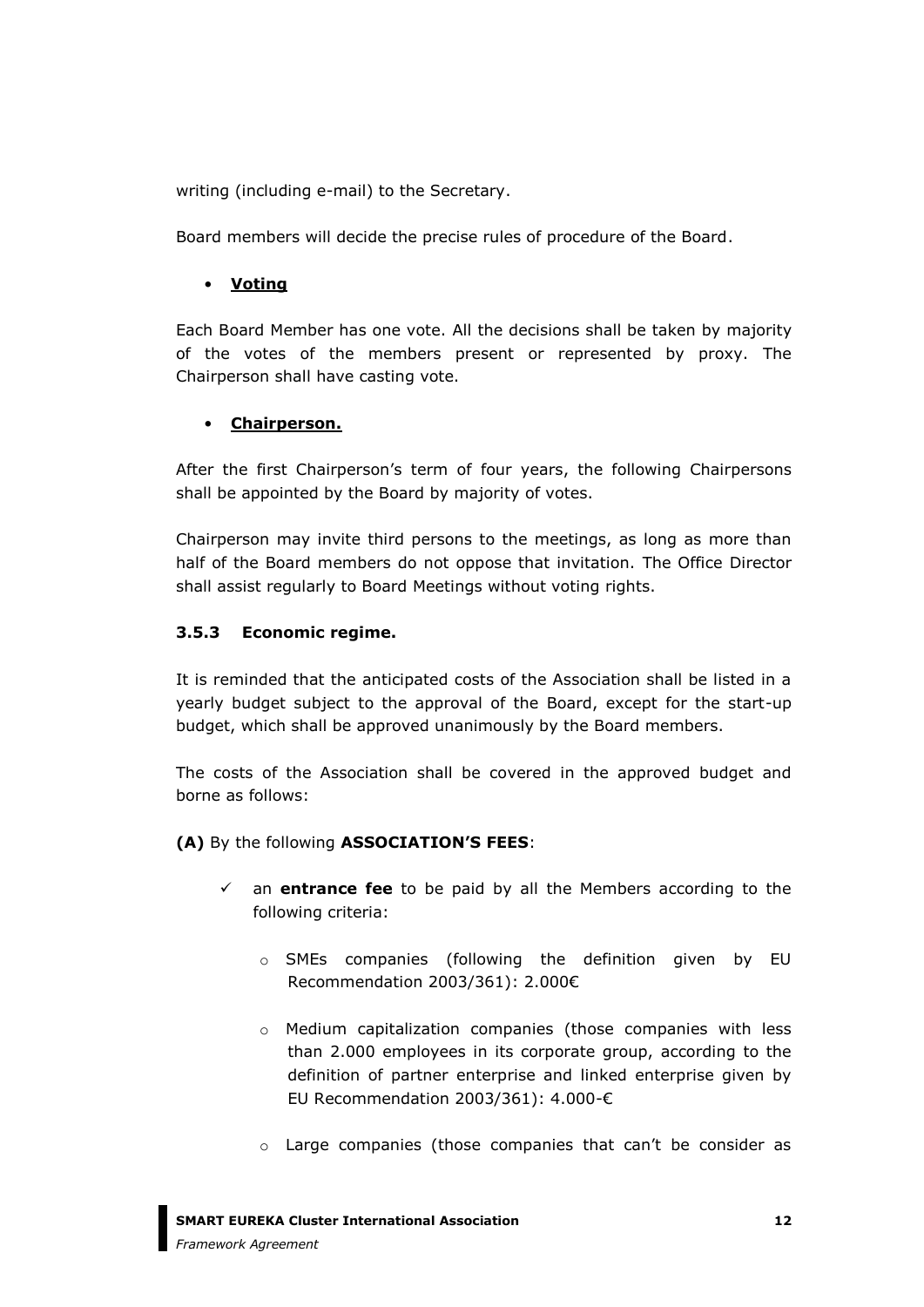writing (including e-mail) to the Secretary.

Board members will decide the precise rules of procedure of the Board.

- **Voting**

Each Board Member has one vote. All the decisions shall be taken by majority of the votes of the members present or represented by proxy. The Chairperson shall have casting vote.

- **Chairperson.**

After the first Chairperson's term of four years, the following Chairpersons shall be appointed by the Board by majority of votes.

Chairperson may invite third persons to the meetings, as long as more than half of the Board members do not oppose that invitation. The Office Director shall assist regularly to Board Meetings without voting rights.

### 3.5.3 Economic regime.

It is reminded that the anticipated costs of the Association shall be listed in a yearly budget subject to the approval of the Board, except for the start-up budget, which shall be approved unanimously by the Board members.

The costs of the Association shall be covered in the approved budget and borne as follows:

**(A)** By the following **ASSOCIATION'S FEES**:

- ✓ an **entrance fee** to be paid by all the Members according to the following criteria:
  - o SMEs companies (following the definition given by EU Recommendation 2003/361): 2.000€
  - o Medium capitalization companies (those companies with less than 2.000 employees in its corporate group, according to the definition of partner enterprise and linked enterprise given by EU Recommendation 2003/361): 4.000-€
  - o Large companies (those companies that can't be consider as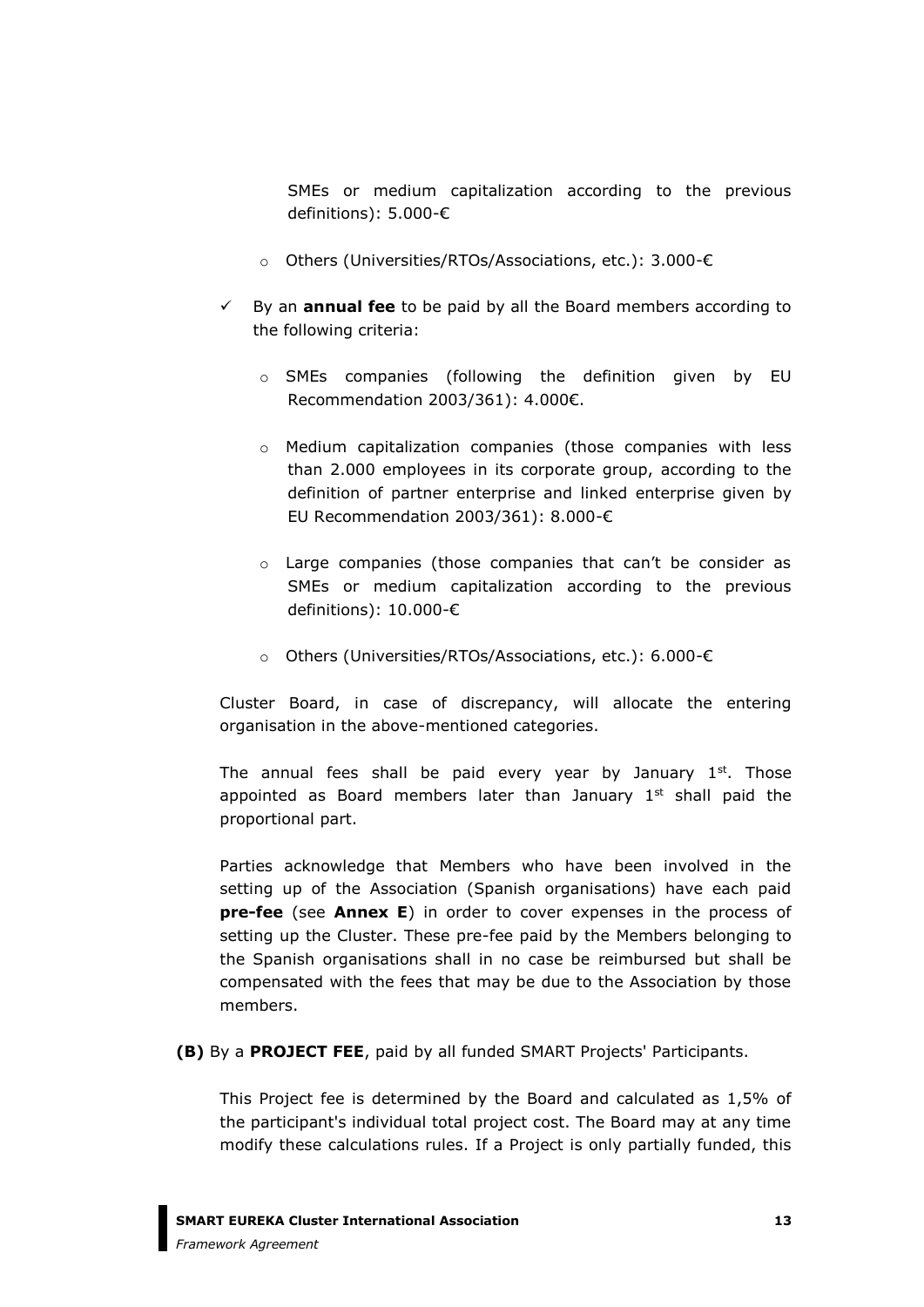SMEs or medium capitalization according to the previous definitions): 5.000-€

- Others (Universities/RTOs/Associations, etc.): 3.000-€

✓ By an **annual fee** to be paid by all the Board members according to the following criteria:

- SMEs companies (following the definition given by EU Recommendation 2003/361): 4.000€.
- Medium capitalization companies (those companies with less than 2.000 employees in its corporate group, according to the definition of partner enterprise and linked enterprise given by EU Recommendation 2003/361): 8.000-€
- Large companies (those companies that can't be consider as SMEs or medium capitalization according to the previous definitions): 10.000-€
- Others (Universities/RTOs/Associations, etc.): 6.000-€

Cluster Board, in case of discrepancy, will allocate the entering organisation in the above-mentioned categories.

The annual fees shall be paid every year by January 1st. Those appointed as Board members later than January 1st shall paid the proportional part.

Parties acknowledge that Members who have been involved in the setting up of the Association (Spanish organisations) have each paid **pre-fee** (see **Annex E**) in order to cover expenses in the process of setting up the Cluster. These pre-fee paid by the Members belonging to the Spanish organisations shall in no case be reimbursed but shall be compensated with the fees that may be due to the Association by those members.

**(B)** By a **PROJECT FEE**, paid by all funded SMART Projects' Participants.

This Project fee is determined by the Board and calculated as 1,5% of the participant's individual total project cost. The Board may at any time modify these calculations rules. If a Project is only partially funded, this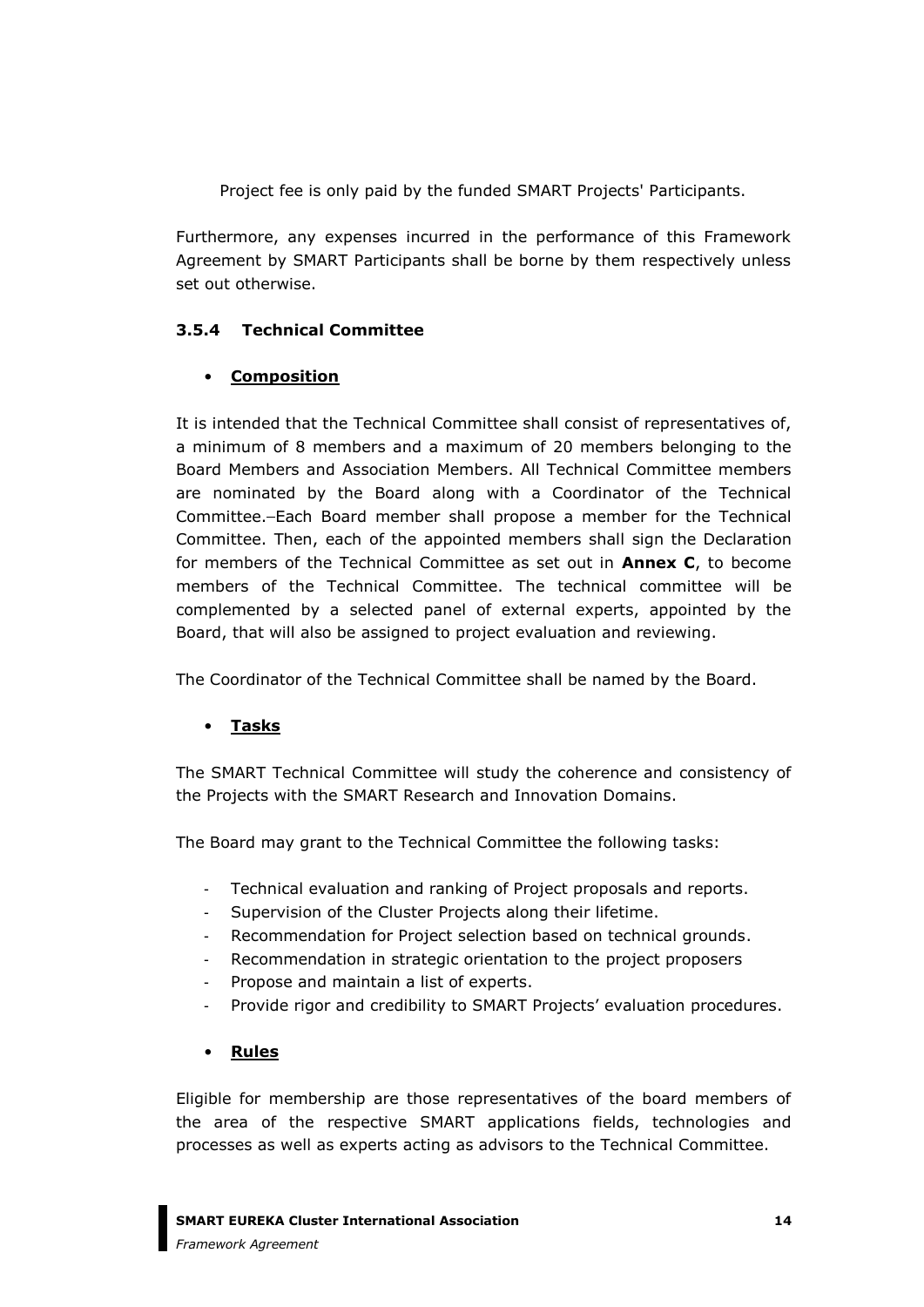Project fee is only paid by the funded SMART Projects' Participants.

Furthermore, any expenses incurred in the performance of this Framework Agreement by SMART Participants shall be borne by them respectively unless set out otherwise.

### 3.5.4 Technical Committee

- **Composition**

It is intended that the Technical Committee shall consist of representatives of, a minimum of 8 members and a maximum of 20 members belonging to the Board Members and Association Members. All Technical Committee members are nominated by the Board along with a Coordinator of the Technical Committee. Each Board member shall propose a member for the Technical Committee. Then, each of the appointed members shall sign the Declaration for members of the Technical Committee as set out in **Annex C**, to become members of the Technical Committee. The technical committee will be complemented by a selected panel of external experts, appointed by the Board, that will also be assigned to project evaluation and reviewing.

The Coordinator of the Technical Committee shall be named by the Board.

- **Tasks**

The SMART Technical Committee will study the coherence and consistency of the Projects with the SMART Research and Innovation Domains.

The Board may grant to the Technical Committee the following tasks:

- Technical evaluation and ranking of Project proposals and reports.
- Supervision of the Cluster Projects along their lifetime.
- Recommendation for Project selection based on technical grounds.
- Recommendation in strategic orientation to the project proposers
- Propose and maintain a list of experts.
- Provide rigor and credibility to SMART Projects' evaluation procedures.

- **Rules**

Eligible for membership are those representatives of the board members of the area of the respective SMART applications fields, technologies and processes as well as experts acting as advisors to the Technical Committee.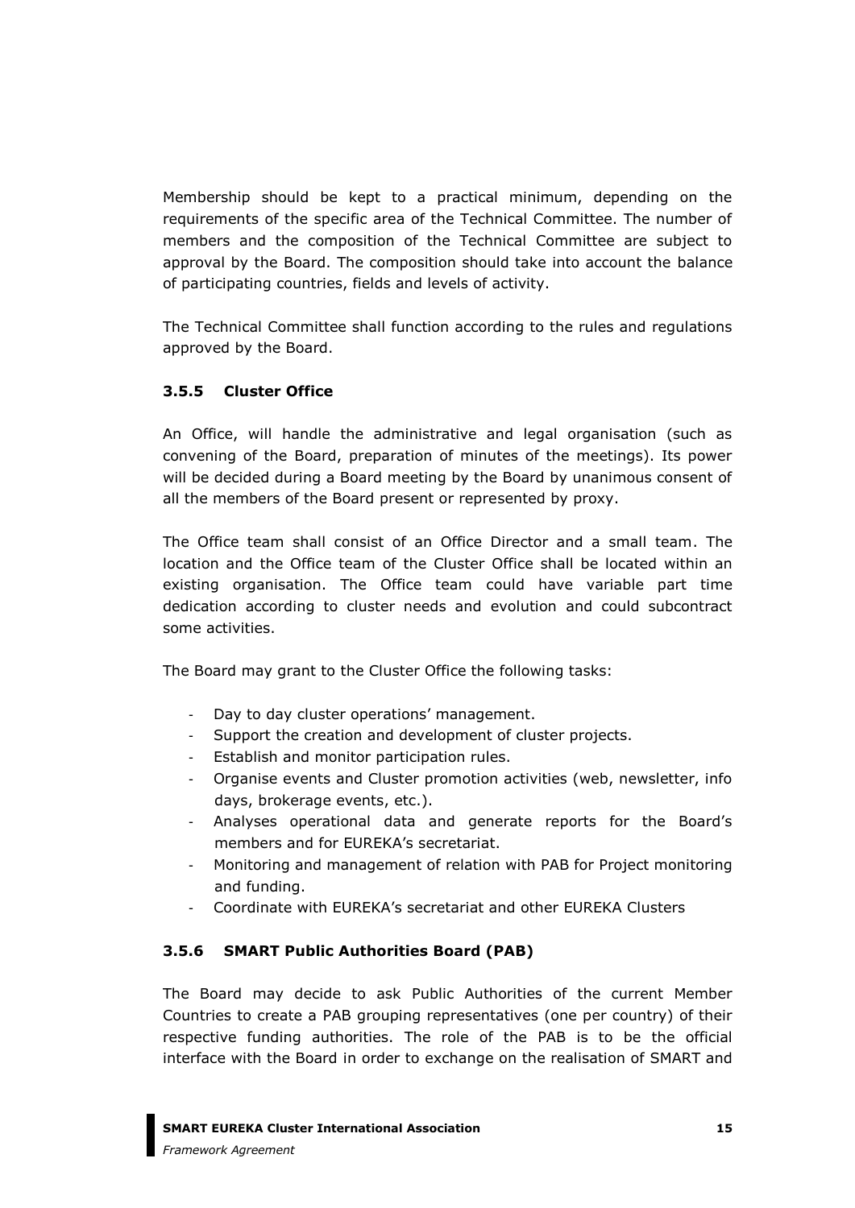Membership should be kept to a practical minimum, depending on the requirements of the specific area of the Technical Committee. The number of members and the composition of the Technical Committee are subject to approval by the Board. The composition should take into account the balance of participating countries, fields and levels of activity.

The Technical Committee shall function according to the rules and regulations approved by the Board.

### 3.5.5 Cluster Office

An Office, will handle the administrative and legal organisation (such as convening of the Board, preparation of minutes of the meetings). Its power will be decided during a Board meeting by the Board by unanimous consent of all the members of the Board present or represented by proxy.

The Office team shall consist of an Office Director and a small team. The location and the Office team of the Cluster Office shall be located within an existing organisation. The Office team could have variable part time dedication according to cluster needs and evolution and could subcontract some activities.

The Board may grant to the Cluster Office the following tasks:

- Day to day cluster operations' management.
- Support the creation and development of cluster projects.
- Establish and monitor participation rules.
- Organise events and Cluster promotion activities (web, newsletter, info days, brokerage events, etc.).
- Analyses operational data and generate reports for the Board's members and for EUREKA's secretariat.
- Monitoring and management of relation with PAB for Project monitoring and funding.
- Coordinate with EUREKA's secretariat and other EUREKA Clusters

### 3.5.6 SMART Public Authorities Board (PAB)

The Board may decide to ask Public Authorities of the current Member Countries to create a PAB grouping representatives (one per country) of their respective funding authorities. The role of the PAB is to be the official interface with the Board in order to exchange on the realisation of SMART and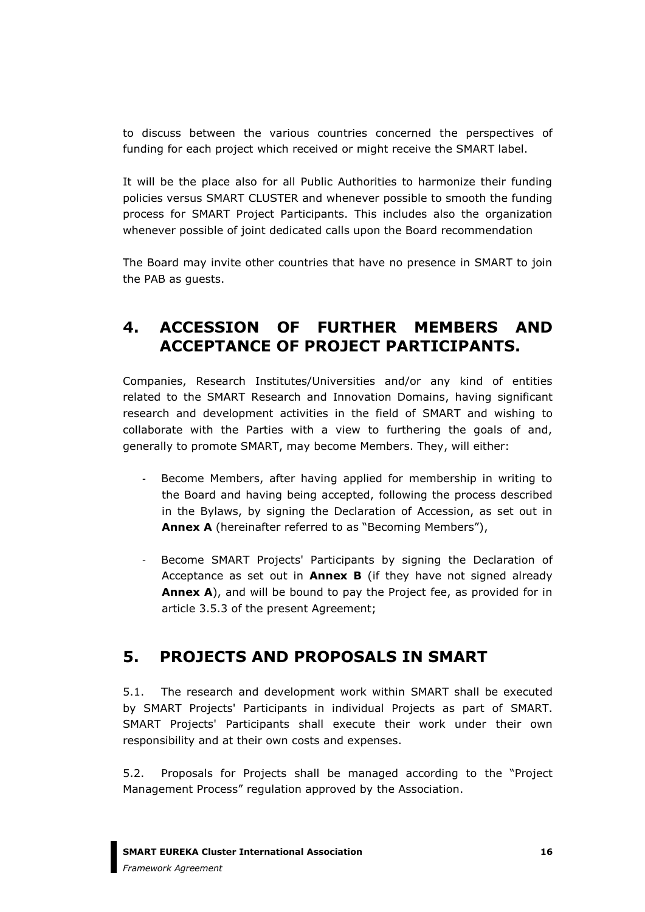to discuss between the various countries concerned the perspectives of funding for each project which received or might receive the SMART label.

It will be the place also for all Public Authorities to harmonize their funding policies versus SMART CLUSTER and whenever possible to smooth the funding process for SMART Project Participants. This includes also the organization whenever possible of joint dedicated calls upon the Board recommendation

The Board may invite other countries that have no presence in SMART to join the PAB as guests.

## 4. ACCESSION OF FURTHER MEMBERS AND ACCEPTANCE OF PROJECT PARTICIPANTS.

Companies, Research Institutes/Universities and/or any kind of entities related to the SMART Research and Innovation Domains, having significant research and development activities in the field of SMART and wishing to collaborate with the Parties with a view to furthering the goals of and, generally to promote SMART, may become Members. They, will either:

- Become Members, after having applied for membership in writing to the Board and having being accepted, following the process described in the Bylaws, by signing the Declaration of Accession, as set out in **Annex A** (hereinafter referred to as "Becoming Members"),

- Become SMART Projects' Participants by signing the Declaration of Acceptance as set out in **Annex B** (if they have not signed already **Annex A**), and will be bound to pay the Project fee, as provided for in article 3.5.3 of the present Agreement;

## 5. PROJECTS AND PROPOSALS IN SMART

5.1. The research and development work within SMART shall be executed by SMART Projects' Participants in individual Projects as part of SMART. SMART Projects' Participants shall execute their work under their own responsibility and at their own costs and expenses.

5.2. Proposals for Projects shall be managed according to the "Project Management Process" regulation approved by the Association.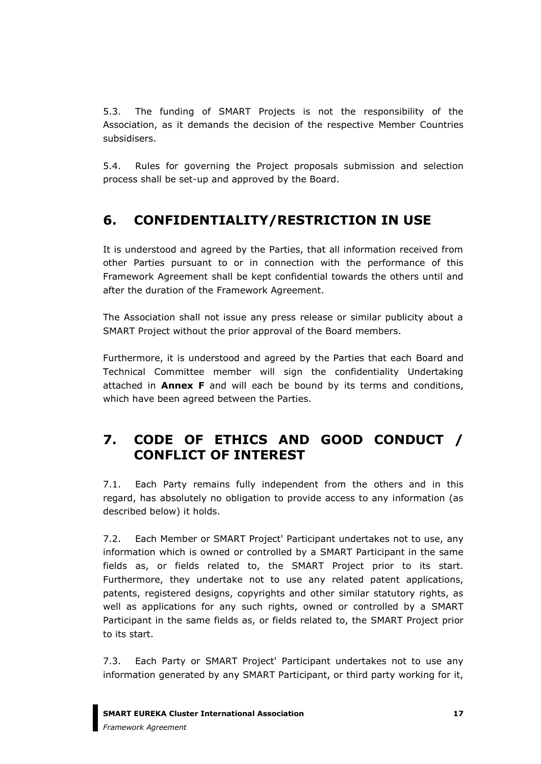5.3. The funding of SMART Projects is not the responsibility of the Association, as it demands the decision of the respective Member Countries subsidisers.

5.4. Rules for governing the Project proposals submission and selection process shall be set-up and approved by the Board.

## 6. CONFIDENTIALITY/RESTRICTION IN USE

It is understood and agreed by the Parties, that all information received from other Parties pursuant to or in connection with the performance of this Framework Agreement shall be kept confidential towards the others until and after the duration of the Framework Agreement.

The Association shall not issue any press release or similar publicity about a SMART Project without the prior approval of the Board members.

Furthermore, it is understood and agreed by the Parties that each Board and Technical Committee member will sign the confidentiality Undertaking attached in **Annex F** and will each be bound by its terms and conditions, which have been agreed between the Parties.

## 7. CODE OF ETHICS AND GOOD CONDUCT / CONFLICT OF INTEREST

7.1. Each Party remains fully independent from the others and in this regard, has absolutely no obligation to provide access to any information (as described below) it holds.

7.2. Each Member or SMART Project' Participant undertakes not to use, any information which is owned or controlled by a SMART Participant in the same fields as, or fields related to, the SMART Project prior to its start. Furthermore, they undertake not to use any related patent applications, patents, registered designs, copyrights and other similar statutory rights, as well as applications for any such rights, owned or controlled by a SMART Participant in the same fields as, or fields related to, the SMART Project prior to its start.

7.3. Each Party or SMART Project' Participant undertakes not to use any information generated by any SMART Participant, or third party working for it,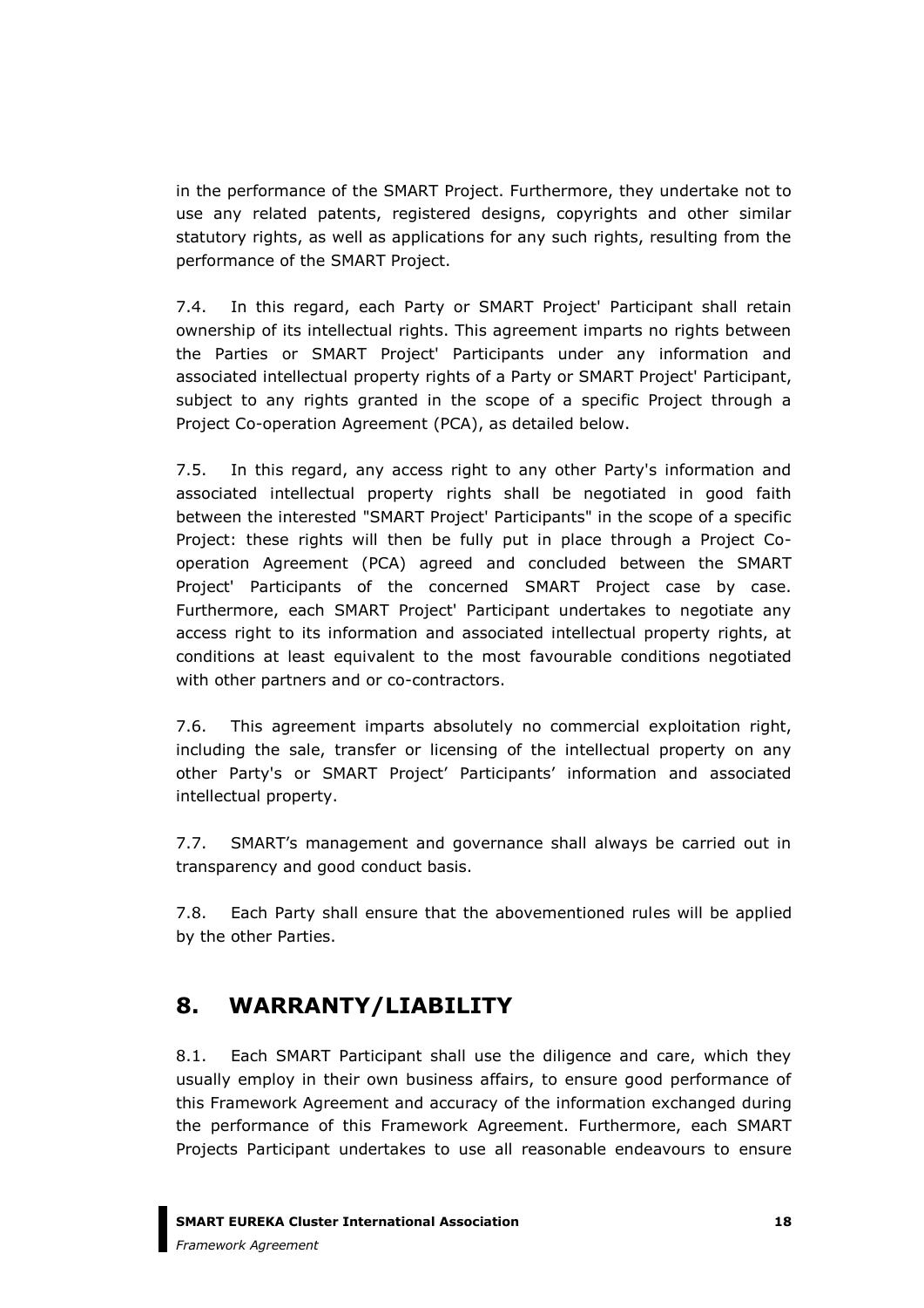in the performance of the SMART Project. Furthermore, they undertake not to use any related patents, registered designs, copyrights and other similar statutory rights, as well as applications for any such rights, resulting from the performance of the SMART Project.

7.4. In this regard, each Party or SMART Project' Participant shall retain ownership of its intellectual rights. This agreement imparts no rights between the Parties or SMART Project' Participants under any information and associated intellectual property rights of a Party or SMART Project' Participant, subject to any rights granted in the scope of a specific Project through a Project Co-operation Agreement (PCA), as detailed below.

7.5. In this regard, any access right to any other Party's information and associated intellectual property rights shall be negotiated in good faith between the interested "SMART Project' Participants" in the scope of a specific Project: these rights will then be fully put in place through a Project Co-operation Agreement (PCA) agreed and concluded between the SMART Project' Participants of the concerned SMART Project case by case. Furthermore, each SMART Project' Participant undertakes to negotiate any access right to its information and associated intellectual property rights, at conditions at least equivalent to the most favourable conditions negotiated with other partners and or co-contractors.

7.6. This agreement imparts absolutely no commercial exploitation right, including the sale, transfer or licensing of the intellectual property on any other Party's or SMART Project' Participants' information and associated intellectual property.

7.7. SMART's management and governance shall always be carried out in transparency and good conduct basis.

7.8. Each Party shall ensure that the abovementioned rules will be applied by the other Parties.

## 8. WARRANTY/LIABILITY

8.1. Each SMART Participant shall use the diligence and care, which they usually employ in their own business affairs, to ensure good performance of this Framework Agreement and accuracy of the information exchanged during the performance of this Framework Agreement. Furthermore, each SMART Projects Participant undertakes to use all reasonable endeavours to ensure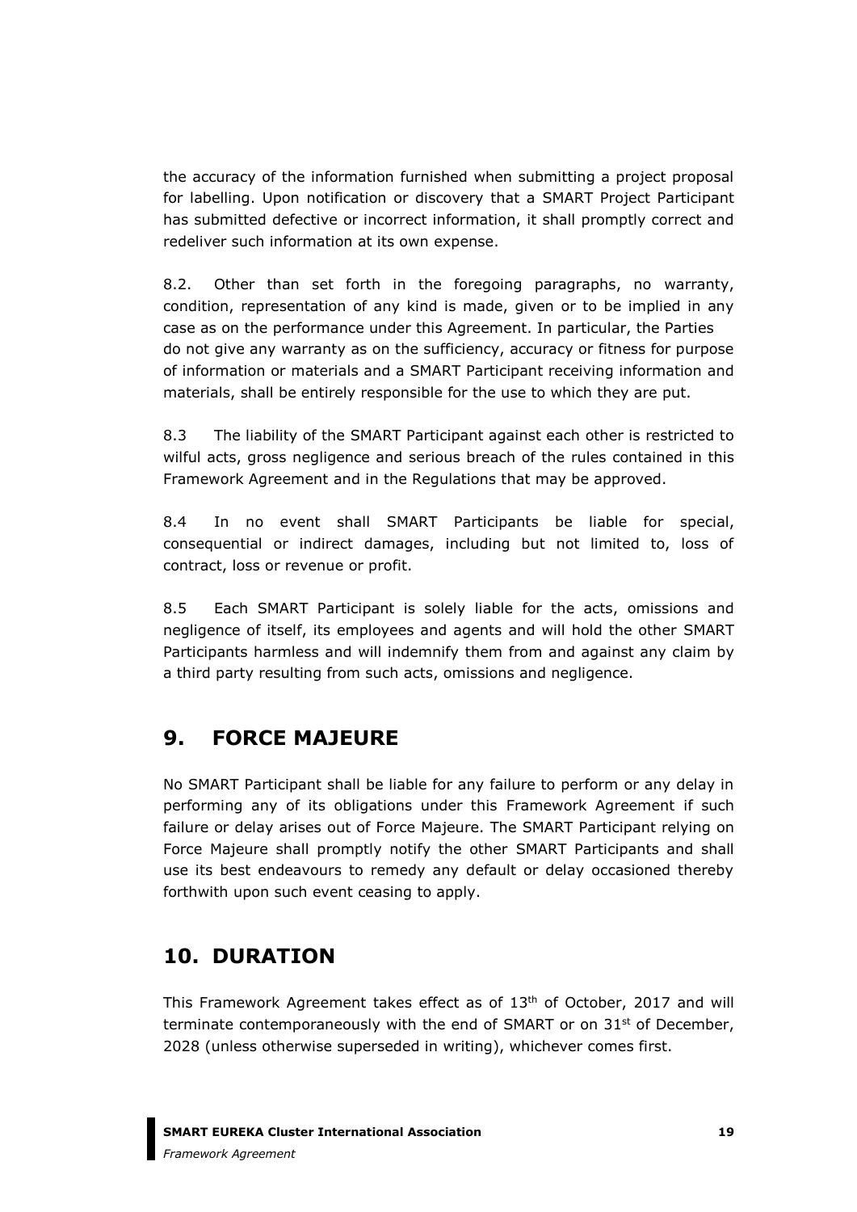the accuracy of the information furnished when submitting a project proposal for labelling. Upon notification or discovery that a SMART Project Participant has submitted defective or incorrect information, it shall promptly correct and redeliver such information at its own expense.

8.2. Other than set forth in the foregoing paragraphs, no warranty, condition, representation of any kind is made, given or to be implied in any case as on the performance under this Agreement. In particular, the Parties do not give any warranty as on the sufficiency, accuracy or fitness for purpose of information or materials and a SMART Participant receiving information and materials, shall be entirely responsible for the use to which they are put.

8.3 The liability of the SMART Participant against each other is restricted to wilful acts, gross negligence and serious breach of the rules contained in this Framework Agreement and in the Regulations that may be approved.

8.4 In no event shall SMART Participants be liable for special, consequential or indirect damages, including but not limited to, loss of contract, loss or revenue or profit.

8.5 Each SMART Participant is solely liable for the acts, omissions and negligence of itself, its employees and agents and will hold the other SMART Participants harmless and will indemnify them from and against any claim by a third party resulting from such acts, omissions and negligence.

## 9. FORCE MAJEURE

No SMART Participant shall be liable for any failure to perform or any delay in performing any of its obligations under this Framework Agreement if such failure or delay arises out of Force Majeure. The SMART Participant relying on Force Majeure shall promptly notify the other SMART Participants and shall use its best endeavours to remedy any default or delay occasioned thereby forthwith upon such event ceasing to apply.

## 10. DURATION

This Framework Agreement takes effect as of 13th of October, 2017 and will terminate contemporaneously with the end of SMART or on 31st of December, 2028 (unless otherwise superseded in writing), whichever comes first.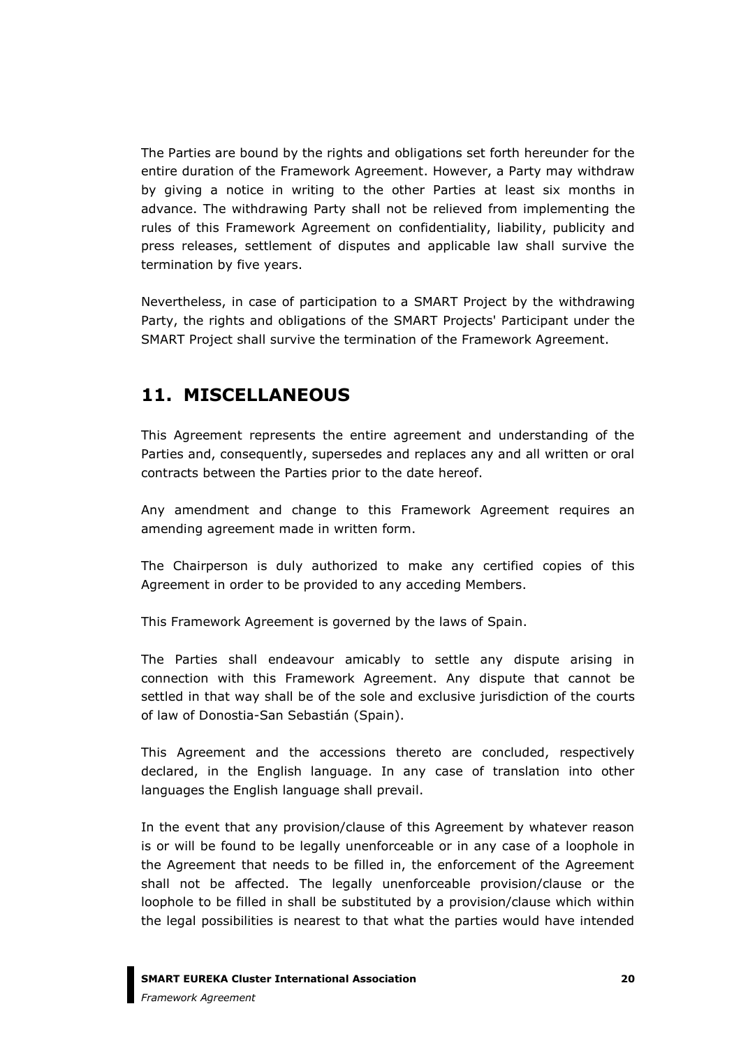The Parties are bound by the rights and obligations set forth hereunder for the entire duration of the Framework Agreement. However, a Party may withdraw by giving a notice in writing to the other Parties at least six months in advance. The withdrawing Party shall not be relieved from implementing the rules of this Framework Agreement on confidentiality, liability, publicity and press releases, settlement of disputes and applicable law shall survive the termination by five years.

Nevertheless, in case of participation to a SMART Project by the withdrawing Party, the rights and obligations of the SMART Projects' Participant under the SMART Project shall survive the termination of the Framework Agreement.

## 11. MISCELLANEOUS

This Agreement represents the entire agreement and understanding of the Parties and, consequently, supersedes and replaces any and all written or oral contracts between the Parties prior to the date hereof.

Any amendment and change to this Framework Agreement requires an amending agreement made in written form.

The Chairperson is duly authorized to make any certified copies of this Agreement in order to be provided to any acceding Members.

This Framework Agreement is governed by the laws of Spain.

The Parties shall endeavour amicably to settle any dispute arising in connection with this Framework Agreement. Any dispute that cannot be settled in that way shall be of the sole and exclusive jurisdiction of the courts of law of Donostia-San Sebastián (Spain).

This Agreement and the accessions thereto are concluded, respectively declared, in the English language. In any case of translation into other languages the English language shall prevail.

In the event that any provision/clause of this Agreement by whatever reason is or will be found to be legally unenforceable or in any case of a loophole in the Agreement that needs to be filled in, the enforcement of the Agreement shall not be affected. The legally unenforceable provision/clause or the loophole to be filled in shall be substituted by a provision/clause which within the legal possibilities is nearest to that what the parties would have intended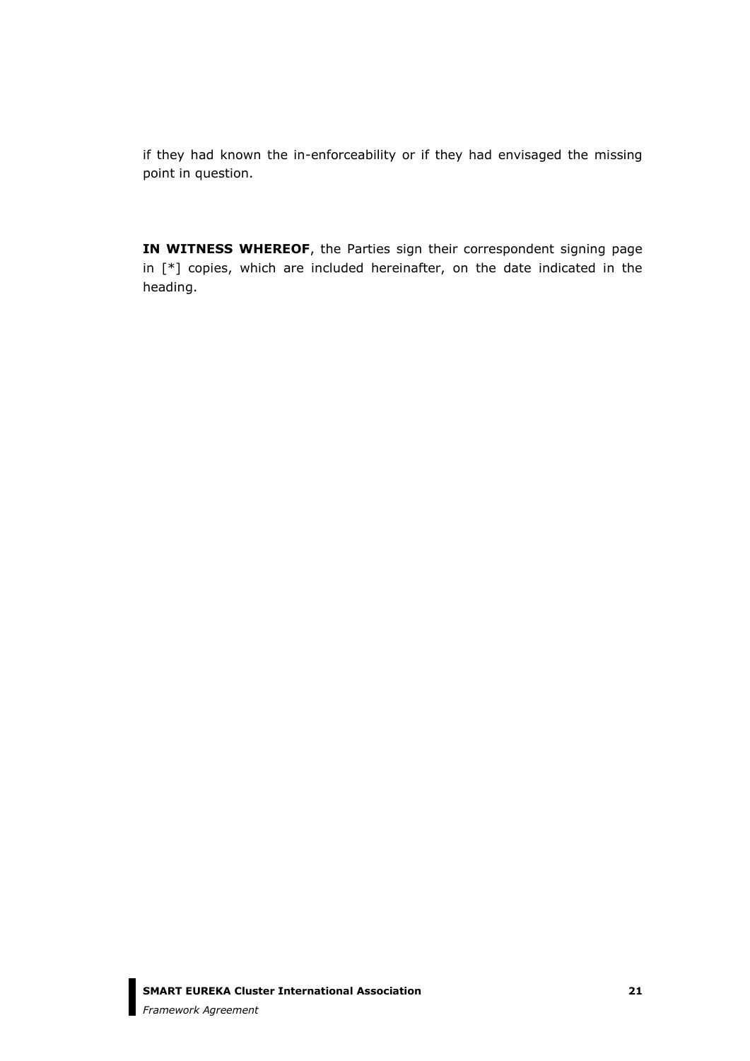if they had known the in-enforceability or if they had envisaged the missing point in question.

**IN WITNESS WHEREOF**, the Parties sign their correspondent signing page in [*] copies, which are included hereinafter, on the date indicated in the heading.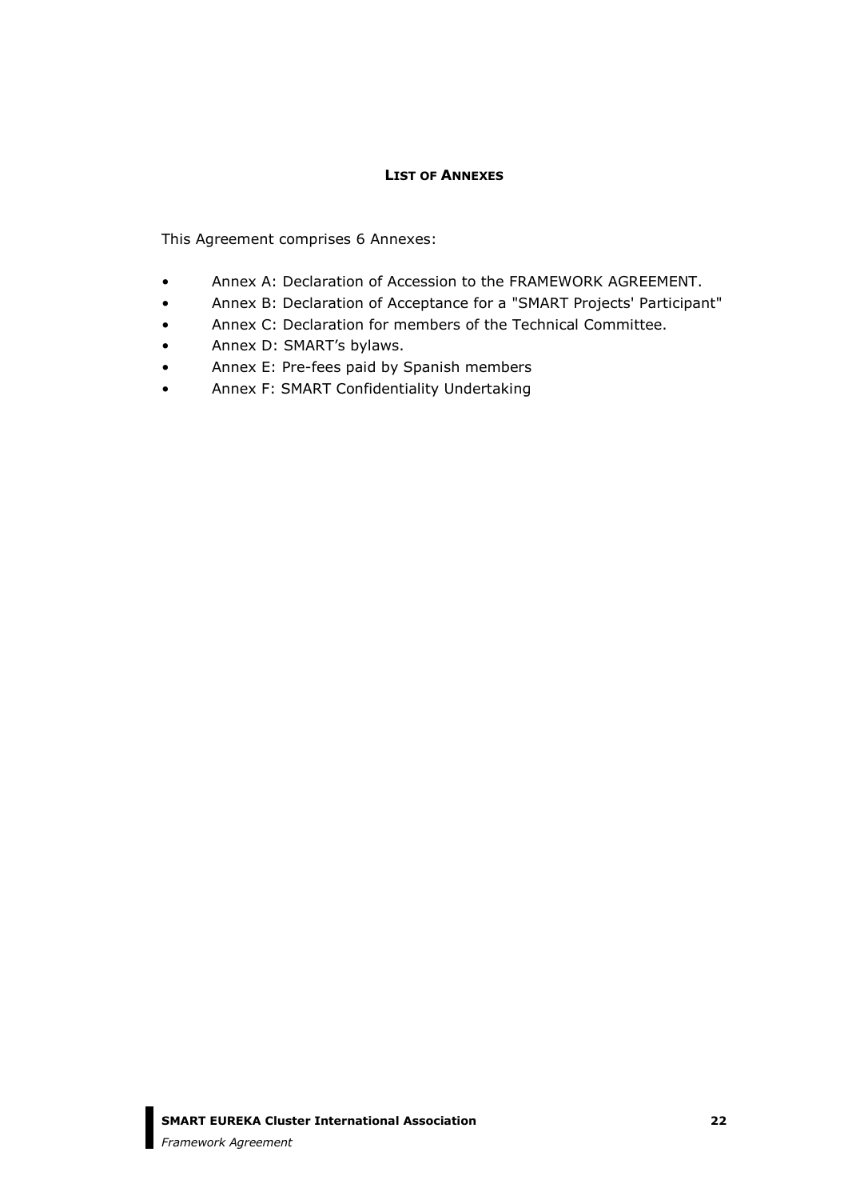## **LIST OF ANNEXES**

This Agreement comprises 6 Annexes:

- Annex A: Declaration of Accession to the FRAMEWORK AGREEMENT.
- Annex B: Declaration of Acceptance for a "SMART Projects' Participant"
- Annex C: Declaration for members of the Technical Committee.
- Annex D: SMART's bylaws.
- Annex E: Pre-fees paid by Spanish members
- Annex F: SMART Confidentiality Undertaking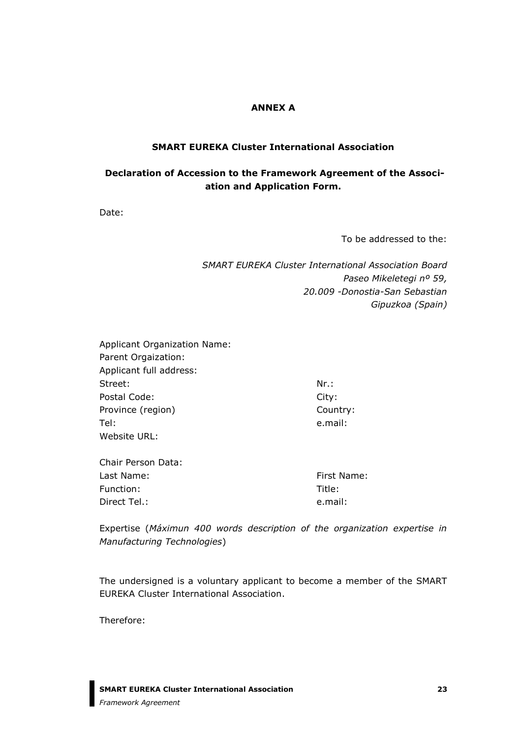**ANNEX A**

**SMART EUREKA Cluster International Association**

**Declaration of Accession to the Framework Agreement of the Association and Application Form.**

Date:

To be addressed to the:

*SMART EUREKA Cluster International Association Board*
*Paseo Mikeletegi nº 59,*
*20.009 -Donostia-San Sebastian*
*Gipuzkoa (Spain)*

Applicant Organization Name:
Parent Orgaization:
Applicant full address:
Street: Nr.:
Postal Code: City:
Province (region) Country:
Tel: e.mail:
Website URL:

Chair Person Data:
Last Name: First Name:
Function: Title:
Direct Tel.: e.mail:

Expertise (*Máximun 400 words description of the organization expertise in Manufacturing Technologies*)

The undersigned is a voluntary applicant to become a member of the SMART EUREKA Cluster International Association.

Therefore: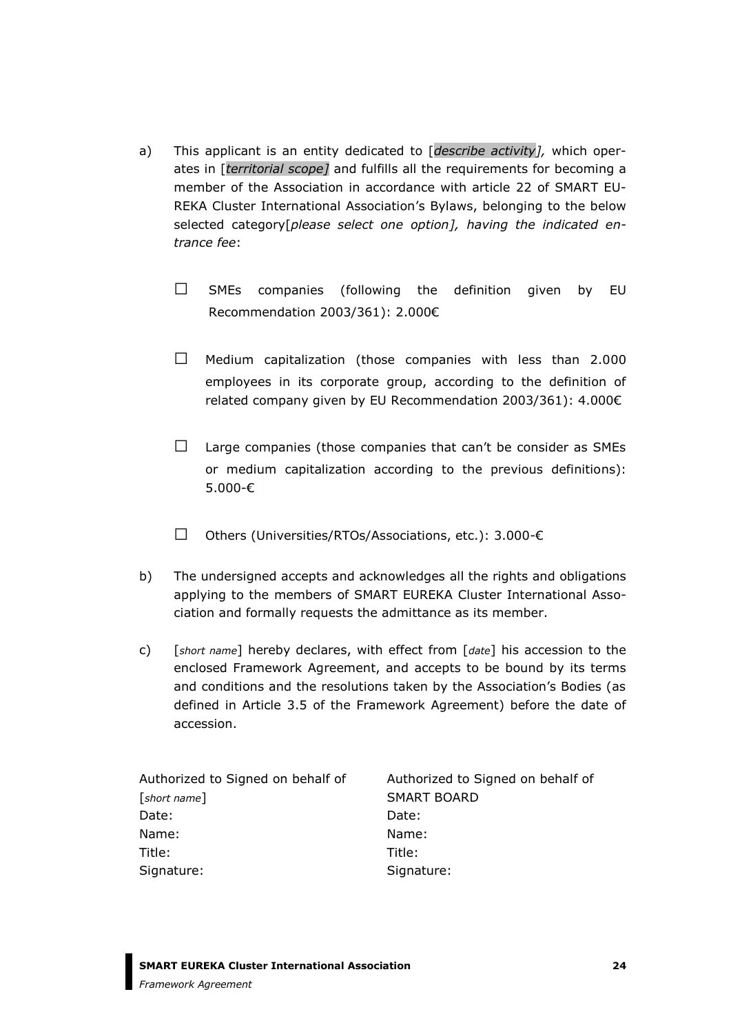a) This applicant is an entity dedicated to [*describe activity*], which operates in [*territorial scope*] and fulfills all the requirements for becoming a member of the Association in accordance with article 22 of SMART EUREKA Cluster International Association's Bylaws, belonging to the below selected category[*please select one option], having the indicated entrance fee*:

   ☐ SMEs companies (following the definition given by EU Recommendation 2003/361): 2.000€

   ☐ Medium capitalization (those companies with less than 2.000 employees in its corporate group, according to the definition of related company given by EU Recommendation 2003/361): 4.000€

   ☐ Large companies (those companies that can't be consider as SMEs or medium capitalization according to the previous definitions): 5.000-€

   ☐ Others (Universities/RTOs/Associations, etc.): 3.000-€

b) The undersigned accepts and acknowledges all the rights and obligations applying to the members of SMART EUREKA Cluster International Association and formally requests the admittance as its member.

c) [*short name*] hereby declares, with effect from [*date*] his accession to the enclosed Framework Agreement, and accepts to be bound by its terms and conditions and the resolutions taken by the Association's Bodies (as defined in Article 3.5 of the Framework Agreement) before the date of accession.

Authorized to Signed on behalf of
[*short name*]
Date:
Name:
Title:
Signature:

Authorized to Signed on behalf of
SMART BOARD
Date:
Name:
Title:
Signature: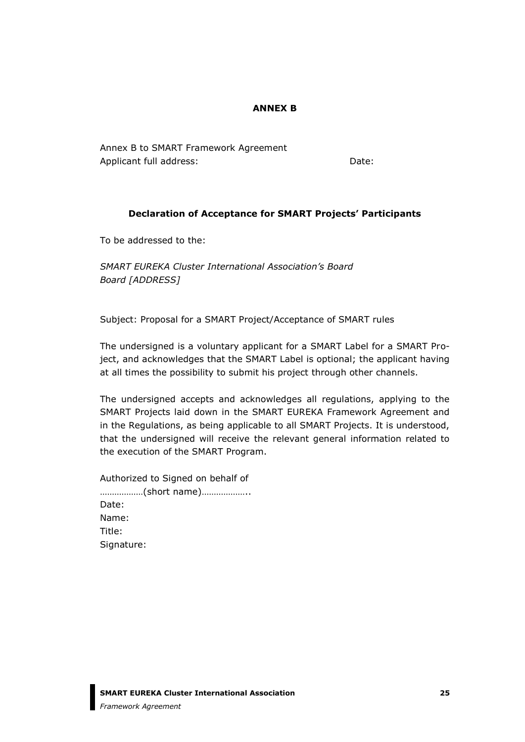# ANNEX B

Annex B to SMART Framework Agreement
Applicant full address: Date:

### Declaration of Acceptance for SMART Projects' Participants

To be addressed to the:

*SMART EUREKA Cluster International Association's Board*
*Board [ADDRESS]*

Subject: Proposal for a SMART Project/Acceptance of SMART rules

The undersigned is a voluntary applicant for a SMART Label for a SMART Project, and acknowledges that the SMART Label is optional; the applicant having at all times the possibility to submit his project through other channels.

The undersigned accepts and acknowledges all regulations, applying to the SMART Projects laid down in the SMART EUREKA Framework Agreement and in the Regulations, as being applicable to all SMART Projects. It is understood, that the undersigned will receive the relevant general information related to the execution of the SMART Program.

Authorized to Signed on behalf of
………………(short name)………………..
Date:
Name:
Title:
Signature: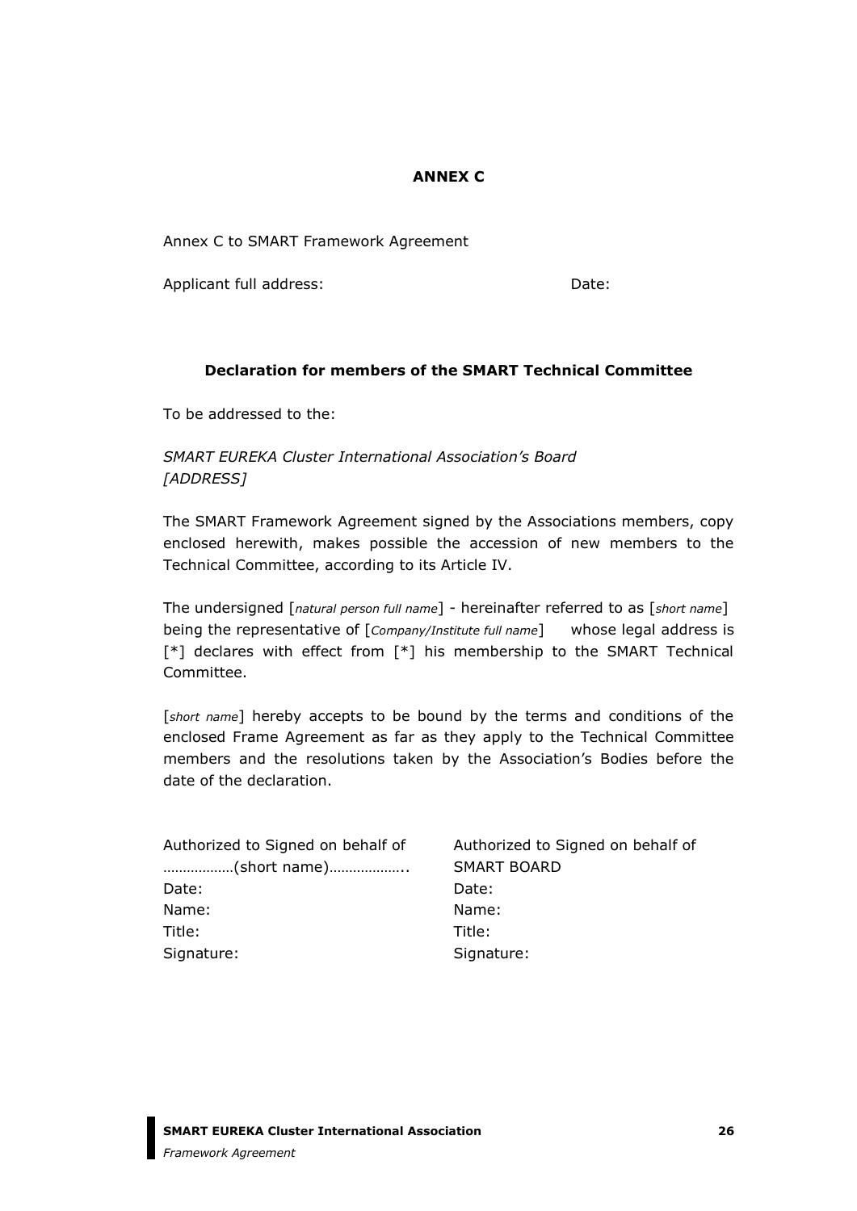**ANNEX C**

Annex C to SMART Framework Agreement

Applicant full address: Date:

**Declaration for members of the SMART Technical Committee**

To be addressed to the:

*SMART EUREKA Cluster International Association's Board*
*[ADDRESS]*

The SMART Framework Agreement signed by the Associations members, copy enclosed herewith, makes possible the accession of new members to the Technical Committee, according to its Article IV.

The undersigned [*natural person full name*] - hereinafter referred to as [*short name*] being the representative of [*Company/Institute full name*] whose legal address is [*] declares with effect from [*] his membership to the SMART Technical Committee.

[*short name*] hereby accepts to be bound by the terms and conditions of the enclosed Frame Agreement as far as they apply to the Technical Committee members and the resolutions taken by the Association's Bodies before the date of the declaration.

| Authorized to Signed on behalf of | Authorized to Signed on behalf of |
|---|---|
| ………………(short name)……………….. | SMART BOARD |
| Date: | Date: |
| Name: | Name: |
| Title: | Title: |
| Signature: | Signature: |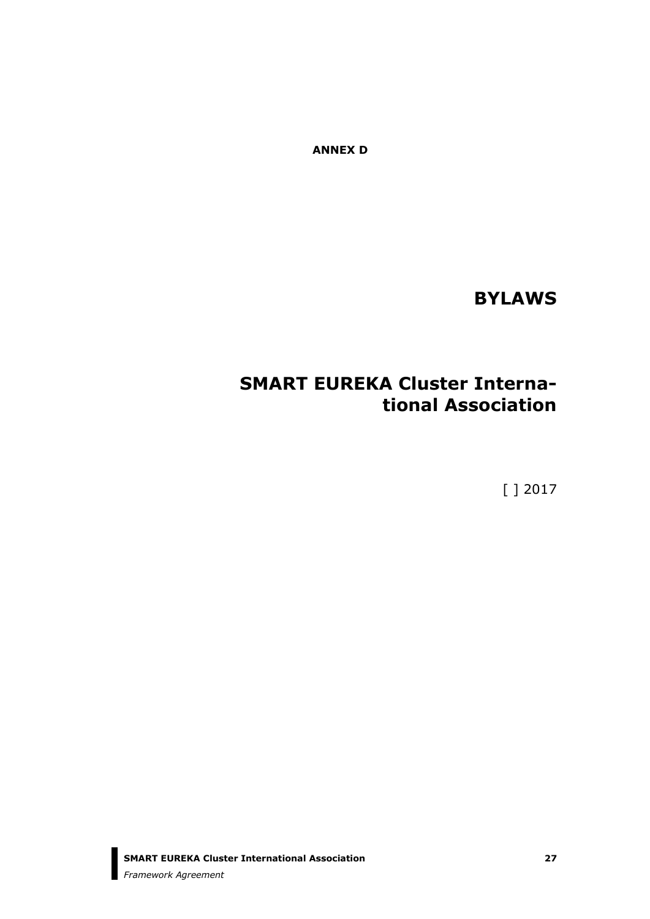**ANNEX D**

# BYLAWS

# SMART EUREKA Cluster International Association

[ ] 2017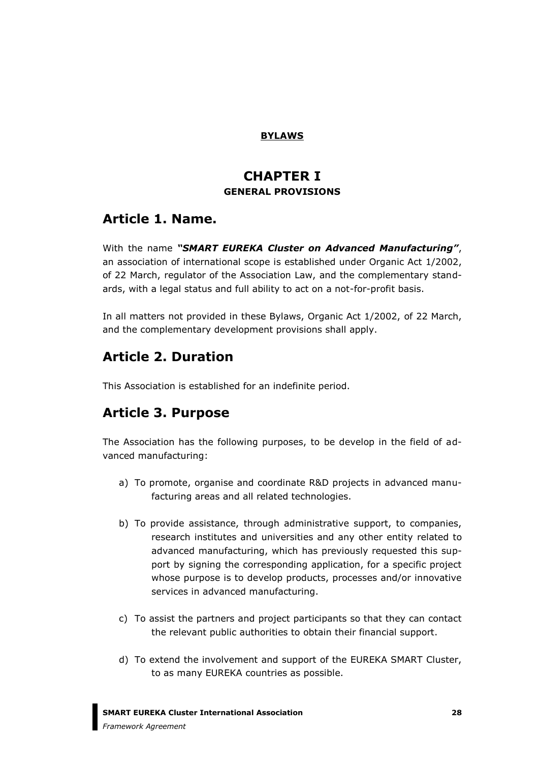**BYLAWS**

# CHAPTER I

### GENERAL PROVISIONS

## Article 1. Name.

With the name ***"SMART EUREKA Cluster on Advanced Manufacturing"***, an association of international scope is established under Organic Act 1/2002, of 22 March, regulator of the Association Law, and the complementary standards, with a legal status and full ability to act on a not-for-profit basis.

In all matters not provided in these Bylaws, Organic Act 1/2002, of 22 March, and the complementary development provisions shall apply.

## Article 2. Duration

This Association is established for an indefinite period.

## Article 3. Purpose

The Association has the following purposes, to be develop in the field of advanced manufacturing:

a) To promote, organise and coordinate R&D projects in advanced manufacturing areas and all related technologies.

b) To provide assistance, through administrative support, to companies, research institutes and universities and any other entity related to advanced manufacturing, which has previously requested this support by signing the corresponding application, for a specific project whose purpose is to develop products, processes and/or innovative services in advanced manufacturing.

c) To assist the partners and project participants so that they can contact the relevant public authorities to obtain their financial support.

d) To extend the involvement and support of the EUREKA SMART Cluster, to as many EUREKA countries as possible.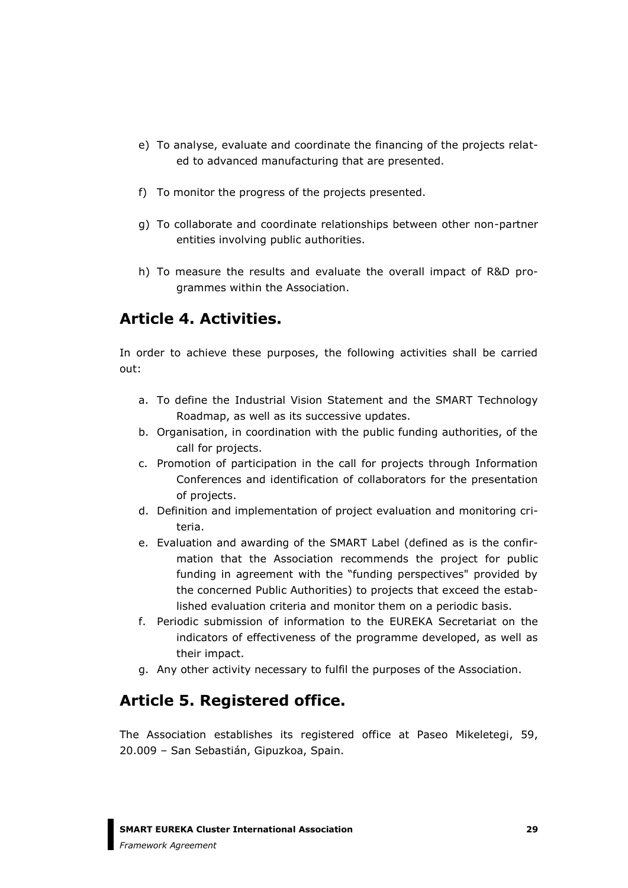e) To analyse, evaluate and coordinate the financing of the projects related to advanced manufacturing that are presented.

f) To monitor the progress of the projects presented.

g) To collaborate and coordinate relationships between other non-partner entities involving public authorities.

h) To measure the results and evaluate the overall impact of R&D programmes within the Association.

## Article 4. Activities.

In order to achieve these purposes, the following activities shall be carried out:

a. To define the Industrial Vision Statement and the SMART Technology Roadmap, as well as its successive updates.
b. Organisation, in coordination with the public funding authorities, of the call for projects.
c. Promotion of participation in the call for projects through Information Conferences and identification of collaborators for the presentation of projects.
d. Definition and implementation of project evaluation and monitoring criteria.
e. Evaluation and awarding of the SMART Label (defined as is the confirmation that the Association recommends the project for public funding in agreement with the "funding perspectives" provided by the concerned Public Authorities) to projects that exceed the established evaluation criteria and monitor them on a periodic basis.
f. Periodic submission of information to the EUREKA Secretariat on the indicators of effectiveness of the programme developed, as well as their impact.
g. Any other activity necessary to fulfil the purposes of the Association.

## Article 5. Registered office.

The Association establishes its registered office at Paseo Mikeletegi, 59, 20.009 – San Sebastián, Gipuzkoa, Spain.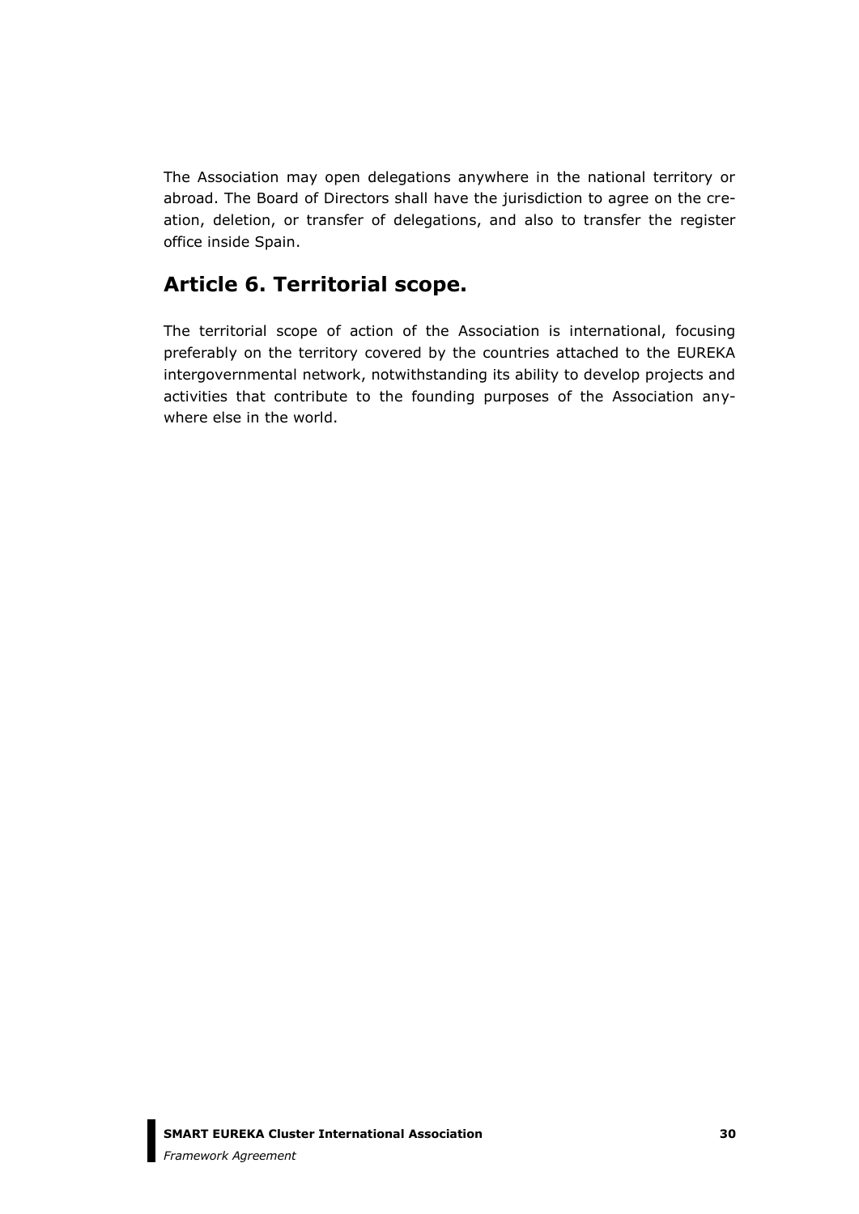The Association may open delegations anywhere in the national territory or abroad. The Board of Directors shall have the jurisdiction to agree on the creation, deletion, or transfer of delegations, and also to transfer the register office inside Spain.

## Article 6. Territorial scope.

The territorial scope of action of the Association is international, focusing preferably on the territory covered by the countries attached to the EUREKA intergovernmental network, notwithstanding its ability to develop projects and activities that contribute to the founding purposes of the Association anywhere else in the world.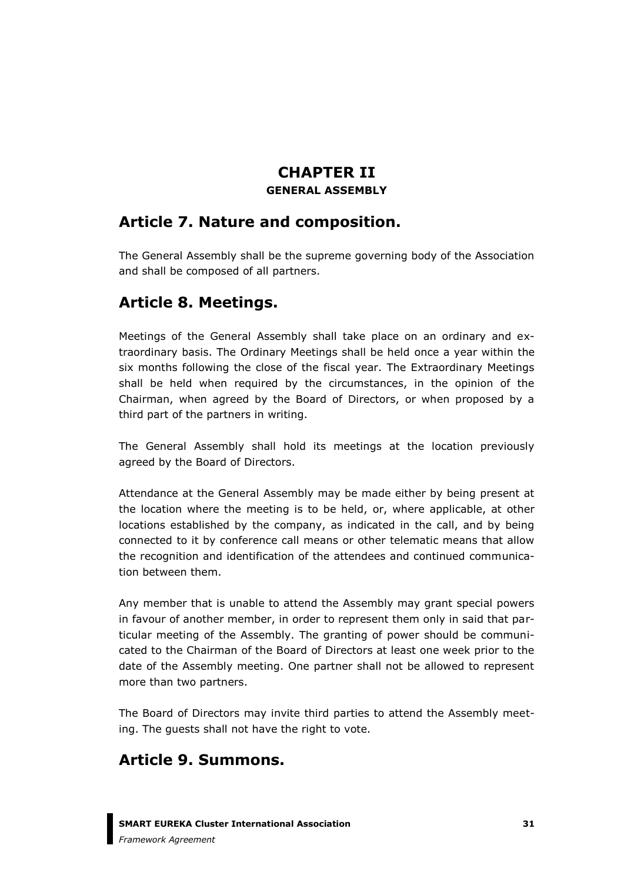# CHAPTER II

## GENERAL ASSEMBLY

## Article 7. Nature and composition.

The General Assembly shall be the supreme governing body of the Association and shall be composed of all partners.

## Article 8. Meetings.

Meetings of the General Assembly shall take place on an ordinary and extraordinary basis. The Ordinary Meetings shall be held once a year within the six months following the close of the fiscal year. The Extraordinary Meetings shall be held when required by the circumstances, in the opinion of the Chairman, when agreed by the Board of Directors, or when proposed by a third part of the partners in writing.

The General Assembly shall hold its meetings at the location previously agreed by the Board of Directors.

Attendance at the General Assembly may be made either by being present at the location where the meeting is to be held, or, where applicable, at other locations established by the company, as indicated in the call, and by being connected to it by conference call means or other telematic means that allow the recognition and identification of the attendees and continued communication between them.

Any member that is unable to attend the Assembly may grant special powers in favour of another member, in order to represent them only in said that particular meeting of the Assembly. The granting of power should be communicated to the Chairman of the Board of Directors at least one week prior to the date of the Assembly meeting. One partner shall not be allowed to represent more than two partners.

The Board of Directors may invite third parties to attend the Assembly meeting. The guests shall not have the right to vote.

## Article 9. Summons.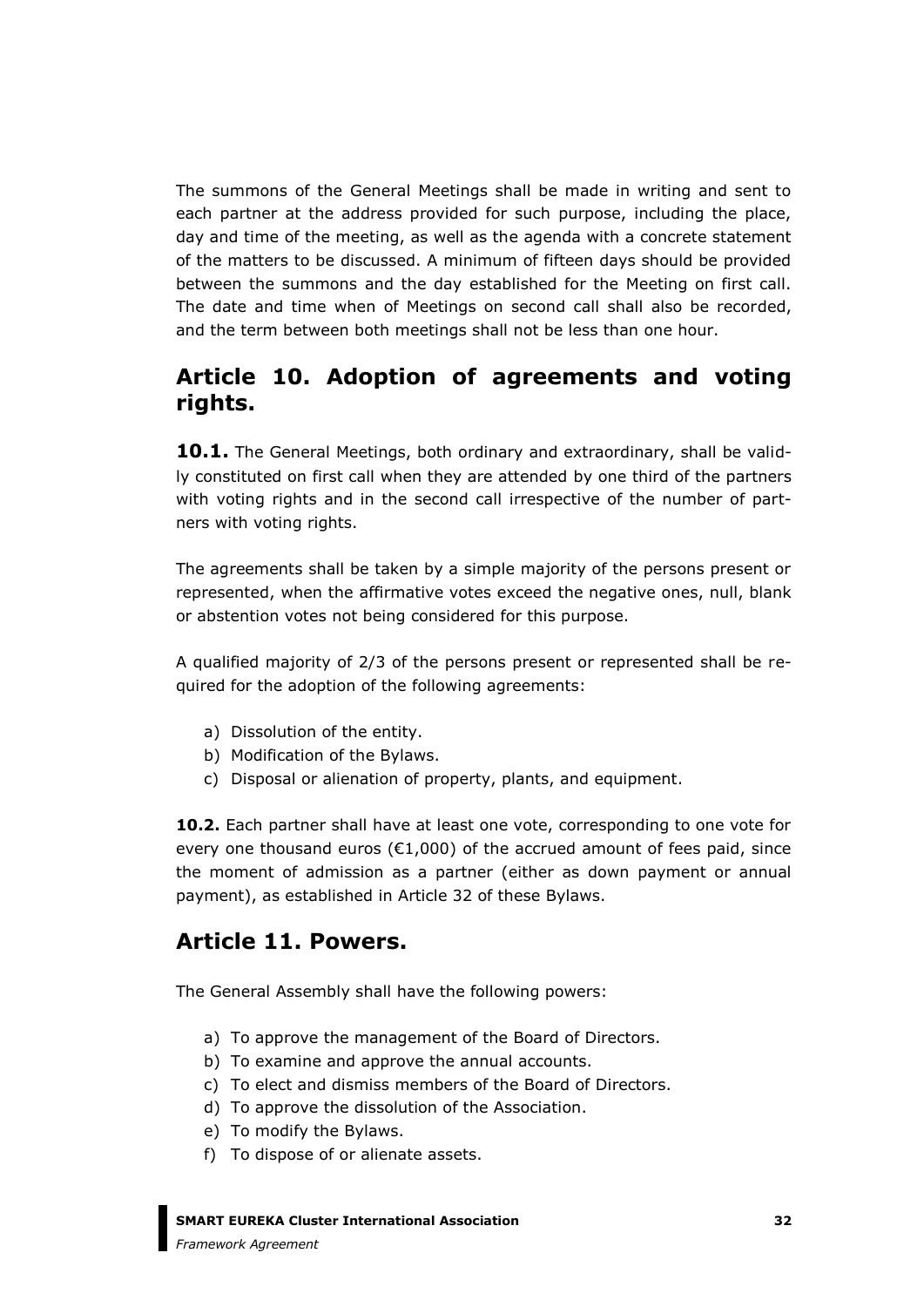The summons of the General Meetings shall be made in writing and sent to each partner at the address provided for such purpose, including the place, day and time of the meeting, as well as the agenda with a concrete statement of the matters to be discussed. A minimum of fifteen days should be provided between the summons and the day established for the Meeting on first call. The date and time when of Meetings on second call shall also be recorded, and the term between both meetings shall not be less than one hour.

## Article 10. Adoption of agreements and voting rights.

**10.1.** The General Meetings, both ordinary and extraordinary, shall be validly constituted on first call when they are attended by one third of the partners with voting rights and in the second call irrespective of the number of partners with voting rights.

The agreements shall be taken by a simple majority of the persons present or represented, when the affirmative votes exceed the negative ones, null, blank or abstention votes not being considered for this purpose.

A qualified majority of 2/3 of the persons present or represented shall be required for the adoption of the following agreements:

a) Dissolution of the entity.
b) Modification of the Bylaws.
c) Disposal or alienation of property, plants, and equipment.

**10.2.** Each partner shall have at least one vote, corresponding to one vote for every one thousand euros (€1,000) of the accrued amount of fees paid, since the moment of admission as a partner (either as down payment or annual payment), as established in Article 32 of these Bylaws.

## Article 11. Powers.

The General Assembly shall have the following powers:

a) To approve the management of the Board of Directors.
b) To examine and approve the annual accounts.
c) To elect and dismiss members of the Board of Directors.
d) To approve the dissolution of the Association.
e) To modify the Bylaws.
f) To dispose of or alienate assets.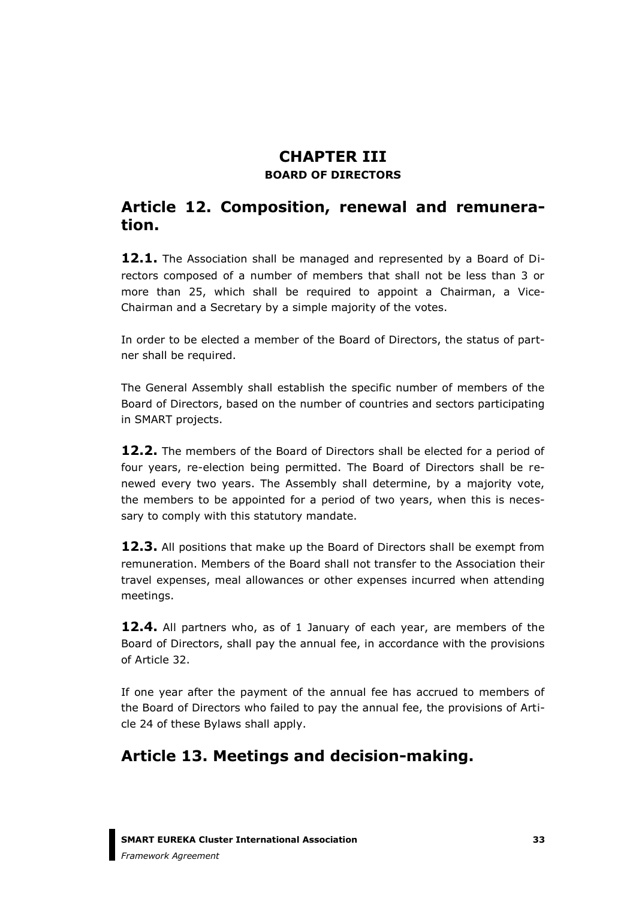# CHAPTER III

### BOARD OF DIRECTORS

## Article 12. Composition, renewal and remuneration.

**12.1.** The Association shall be managed and represented by a Board of Directors composed of a number of members that shall not be less than 3 or more than 25, which shall be required to appoint a Chairman, a Vice-Chairman and a Secretary by a simple majority of the votes.

In order to be elected a member of the Board of Directors, the status of partner shall be required.

The General Assembly shall establish the specific number of members of the Board of Directors, based on the number of countries and sectors participating in SMART projects.

**12.2.** The members of the Board of Directors shall be elected for a period of four years, re-election being permitted. The Board of Directors shall be renewed every two years. The Assembly shall determine, by a majority vote, the members to be appointed for a period of two years, when this is necessary to comply with this statutory mandate.

**12.3.** All positions that make up the Board of Directors shall be exempt from remuneration. Members of the Board shall not transfer to the Association their travel expenses, meal allowances or other expenses incurred when attending meetings.

**12.4.** All partners who, as of 1 January of each year, are members of the Board of Directors, shall pay the annual fee, in accordance with the provisions of Article 32.

If one year after the payment of the annual fee has accrued to members of the Board of Directors who failed to pay the annual fee, the provisions of Article 24 of these Bylaws shall apply.

## Article 13. Meetings and decision-making.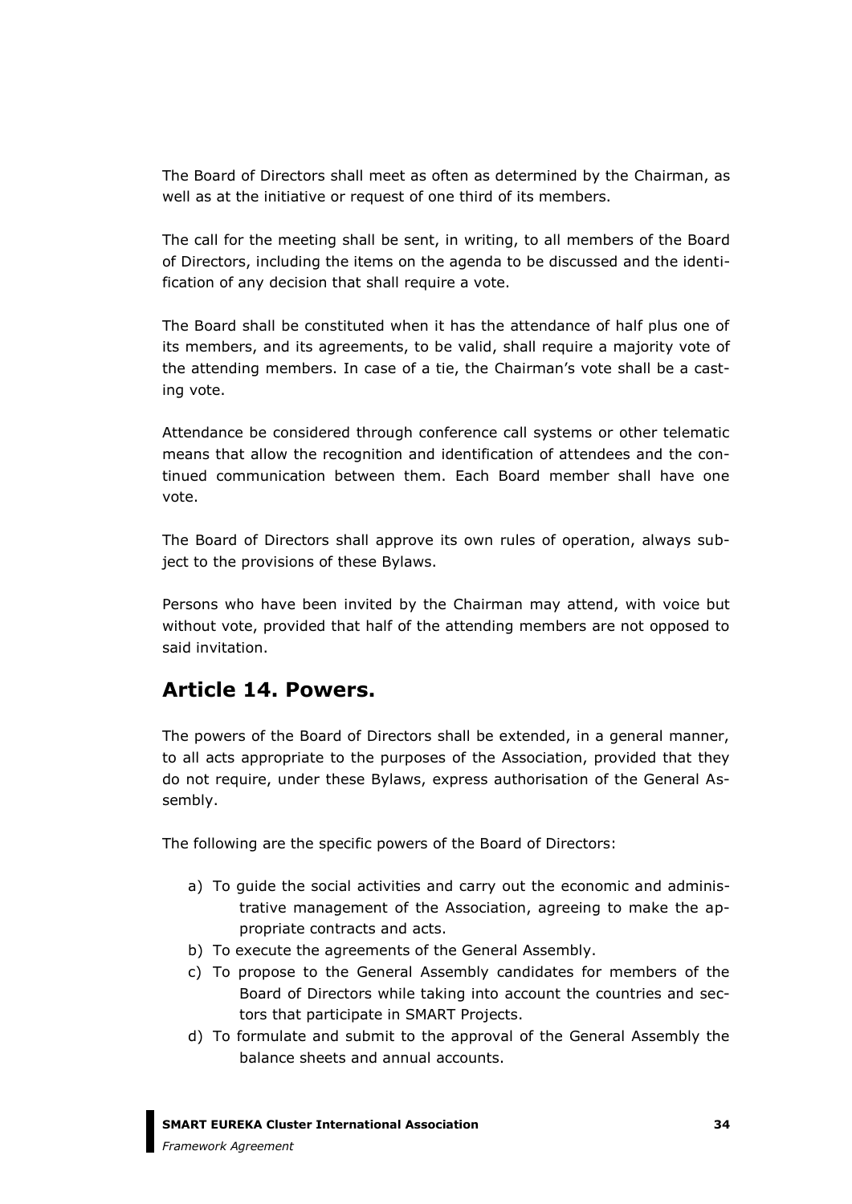The Board of Directors shall meet as often as determined by the Chairman, as well as at the initiative or request of one third of its members.

The call for the meeting shall be sent, in writing, to all members of the Board of Directors, including the items on the agenda to be discussed and the identification of any decision that shall require a vote.

The Board shall be constituted when it has the attendance of half plus one of its members, and its agreements, to be valid, shall require a majority vote of the attending members. In case of a tie, the Chairman's vote shall be a casting vote.

Attendance be considered through conference call systems or other telematic means that allow the recognition and identification of attendees and the continued communication between them. Each Board member shall have one vote.

The Board of Directors shall approve its own rules of operation, always subject to the provisions of these Bylaws.

Persons who have been invited by the Chairman may attend, with voice but without vote, provided that half of the attending members are not opposed to said invitation.

## Article 14. Powers.

The powers of the Board of Directors shall be extended, in a general manner, to all acts appropriate to the purposes of the Association, provided that they do not require, under these Bylaws, express authorisation of the General Assembly.

The following are the specific powers of the Board of Directors:

a) To guide the social activities and carry out the economic and administrative management of the Association, agreeing to make the appropriate contracts and acts.
b) To execute the agreements of the General Assembly.
c) To propose to the General Assembly candidates for members of the Board of Directors while taking into account the countries and sectors that participate in SMART Projects.
d) To formulate and submit to the approval of the General Assembly the balance sheets and annual accounts.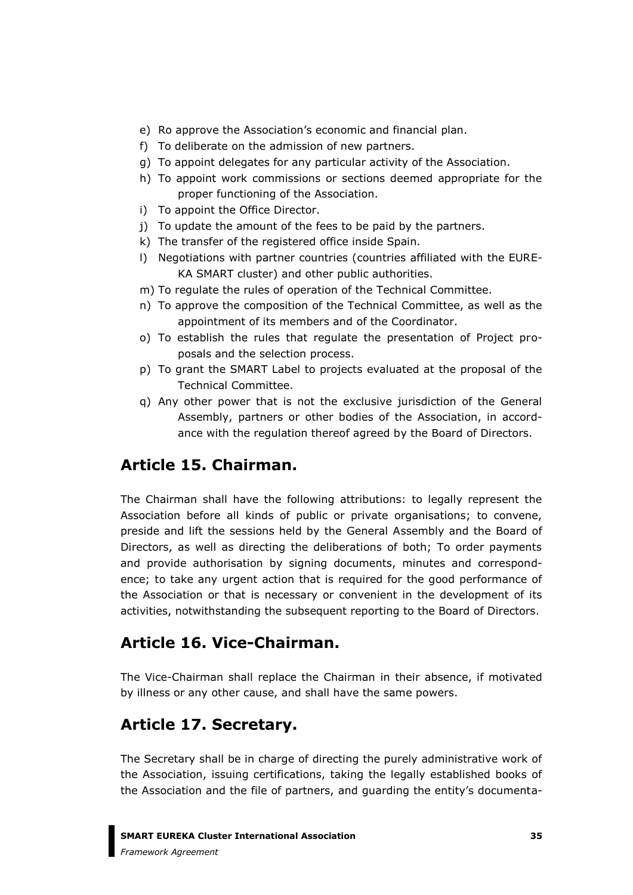e) Ro approve the Association's economic and financial plan.
f) To deliberate on the admission of new partners.
g) To appoint delegates for any particular activity of the Association.
h) To appoint work commissions or sections deemed appropriate for the proper functioning of the Association.
i) To appoint the Office Director.
j) To update the amount of the fees to be paid by the partners.
k) The transfer of the registered office inside Spain.
l) Negotiations with partner countries (countries affiliated with the EUREKA SMART cluster) and other public authorities.
m) To regulate the rules of operation of the Technical Committee.
n) To approve the composition of the Technical Committee, as well as the appointment of its members and of the Coordinator.
o) To establish the rules that regulate the presentation of Project proposals and the selection process.
p) To grant the SMART Label to projects evaluated at the proposal of the Technical Committee.
q) Any other power that is not the exclusive jurisdiction of the General Assembly, partners or other bodies of the Association, in accordance with the regulation thereof agreed by the Board of Directors.

## Article 15. Chairman.

The Chairman shall have the following attributions: to legally represent the Association before all kinds of public or private organisations; to convene, preside and lift the sessions held by the General Assembly and the Board of Directors, as well as directing the deliberations of both; To order payments and provide authorisation by signing documents, minutes and correspondence; to take any urgent action that is required for the good performance of the Association or that is necessary or convenient in the development of its activities, notwithstanding the subsequent reporting to the Board of Directors.

## Article 16. Vice-Chairman.

The Vice-Chairman shall replace the Chairman in their absence, if motivated by illness or any other cause, and shall have the same powers.

## Article 17. Secretary.

The Secretary shall be in charge of directing the purely administrative work of the Association, issuing certifications, taking the legally established books of the Association and the file of partners, and guarding the entity's documenta-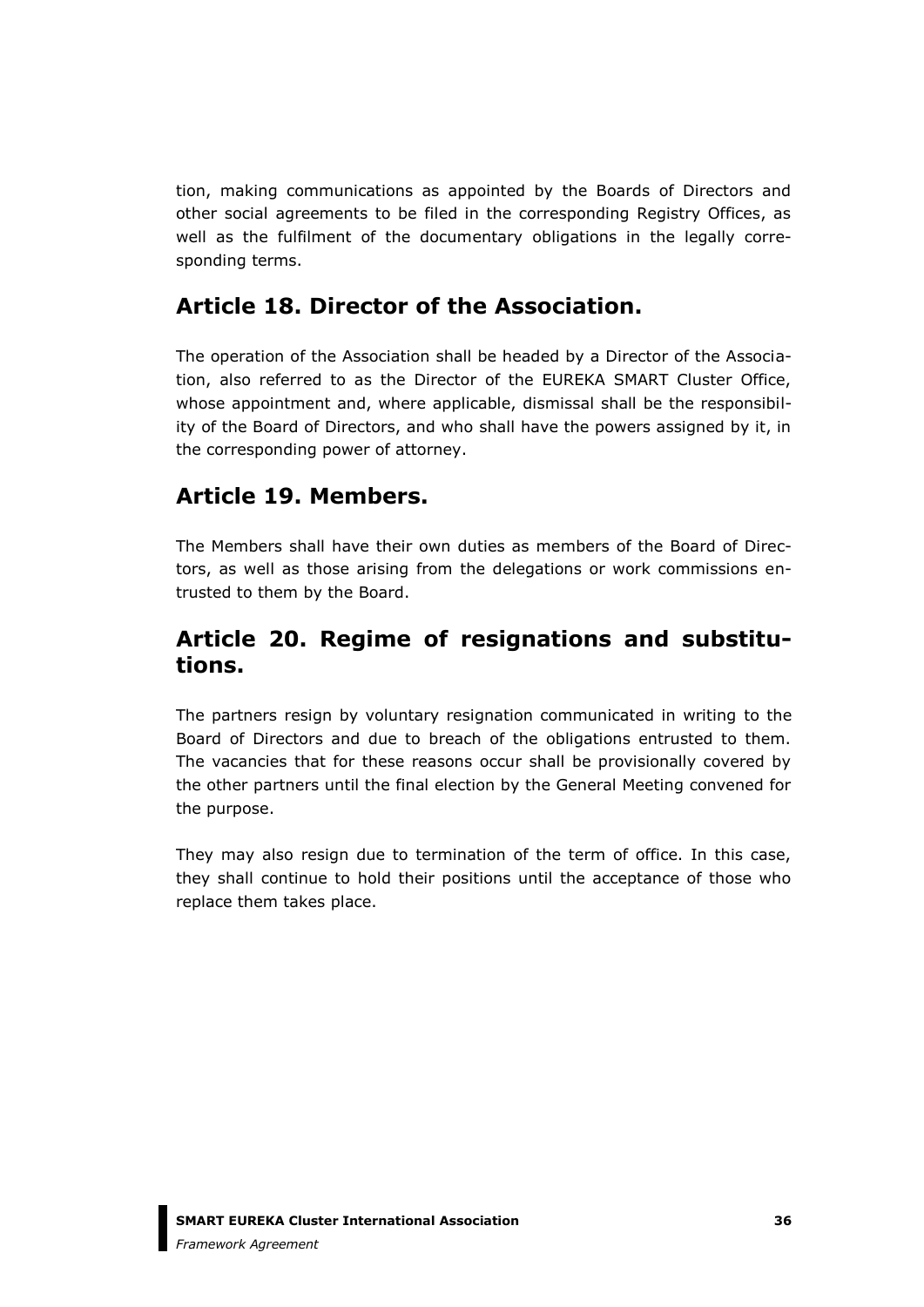tion, making communications as appointed by the Boards of Directors and other social agreements to be filed in the corresponding Registry Offices, as well as the fulfilment of the documentary obligations in the legally corresponding terms.

## Article 18. Director of the Association.

The operation of the Association shall be headed by a Director of the Association, also referred to as the Director of the EUREKA SMART Cluster Office, whose appointment and, where applicable, dismissal shall be the responsibility of the Board of Directors, and who shall have the powers assigned by it, in the corresponding power of attorney.

## Article 19. Members.

The Members shall have their own duties as members of the Board of Directors, as well as those arising from the delegations or work commissions entrusted to them by the Board.

## Article 20. Regime of resignations and substitutions.

The partners resign by voluntary resignation communicated in writing to the Board of Directors and due to breach of the obligations entrusted to them. The vacancies that for these reasons occur shall be provisionally covered by the other partners until the final election by the General Meeting convened for the purpose.

They may also resign due to termination of the term of office. In this case, they shall continue to hold their positions until the acceptance of those who replace them takes place.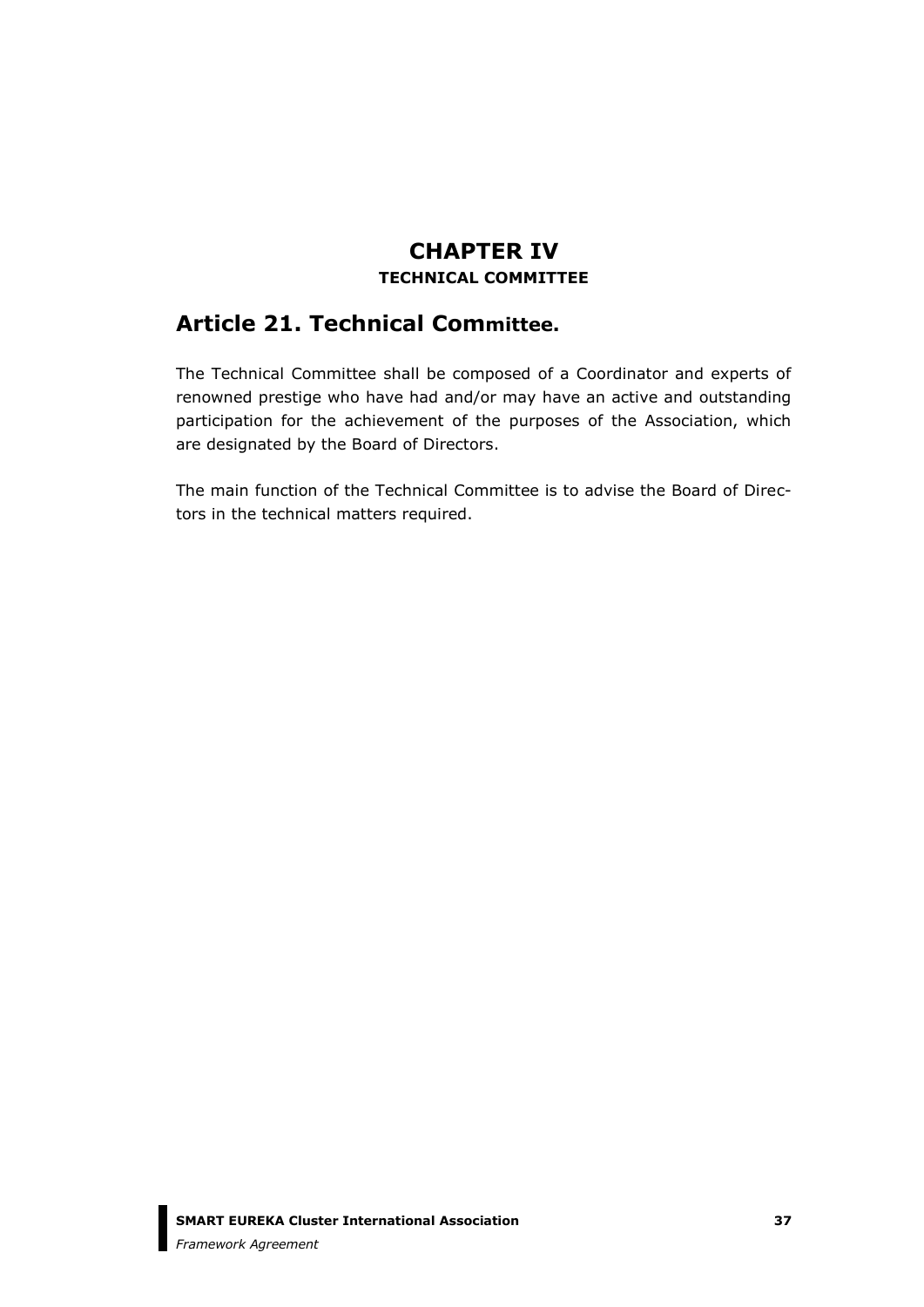# CHAPTER IV

### TECHNICAL COMMITTEE

## Article 21. Technical Committee.

The Technical Committee shall be composed of a Coordinator and experts of renowned prestige who have had and/or may have an active and outstanding participation for the achievement of the purposes of the Association, which are designated by the Board of Directors.

The main function of the Technical Committee is to advise the Board of Directors in the technical matters required.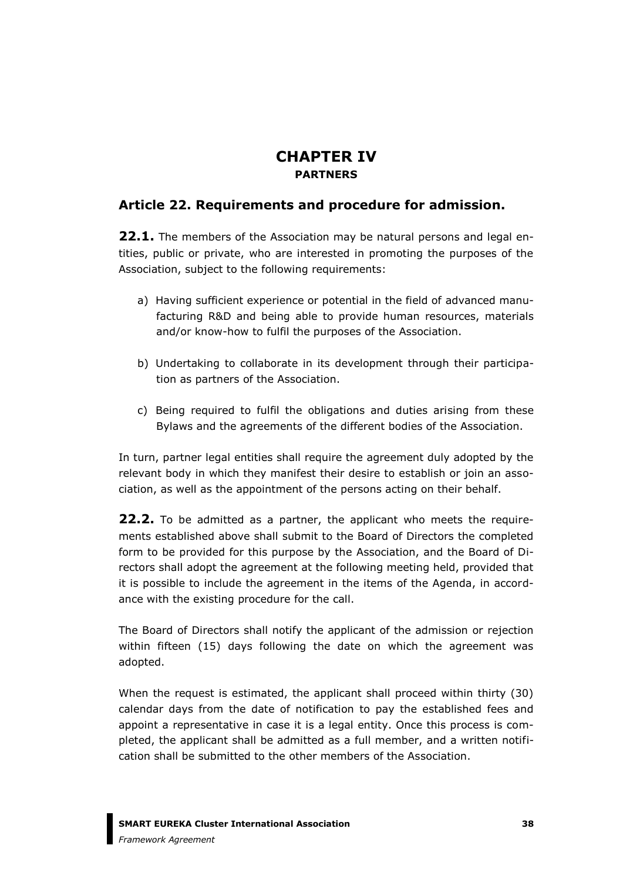# CHAPTER IV

## PARTNERS

### Article 22. Requirements and procedure for admission.

**22.1.** The members of the Association may be natural persons and legal entities, public or private, who are interested in promoting the purposes of the Association, subject to the following requirements:

a) Having sufficient experience or potential in the field of advanced manufacturing R&D and being able to provide human resources, materials and/or know-how to fulfil the purposes of the Association.

b) Undertaking to collaborate in its development through their participation as partners of the Association.

c) Being required to fulfil the obligations and duties arising from these Bylaws and the agreements of the different bodies of the Association.

In turn, partner legal entities shall require the agreement duly adopted by the relevant body in which they manifest their desire to establish or join an association, as well as the appointment of the persons acting on their behalf.

**22.2.** To be admitted as a partner, the applicant who meets the requirements established above shall submit to the Board of Directors the completed form to be provided for this purpose by the Association, and the Board of Directors shall adopt the agreement at the following meeting held, provided that it is possible to include the agreement in the items of the Agenda, in accordance with the existing procedure for the call.

The Board of Directors shall notify the applicant of the admission or rejection within fifteen (15) days following the date on which the agreement was adopted.

When the request is estimated, the applicant shall proceed within thirty (30) calendar days from the date of notification to pay the established fees and appoint a representative in case it is a legal entity. Once this process is completed, the applicant shall be admitted as a full member, and a written notification shall be submitted to the other members of the Association.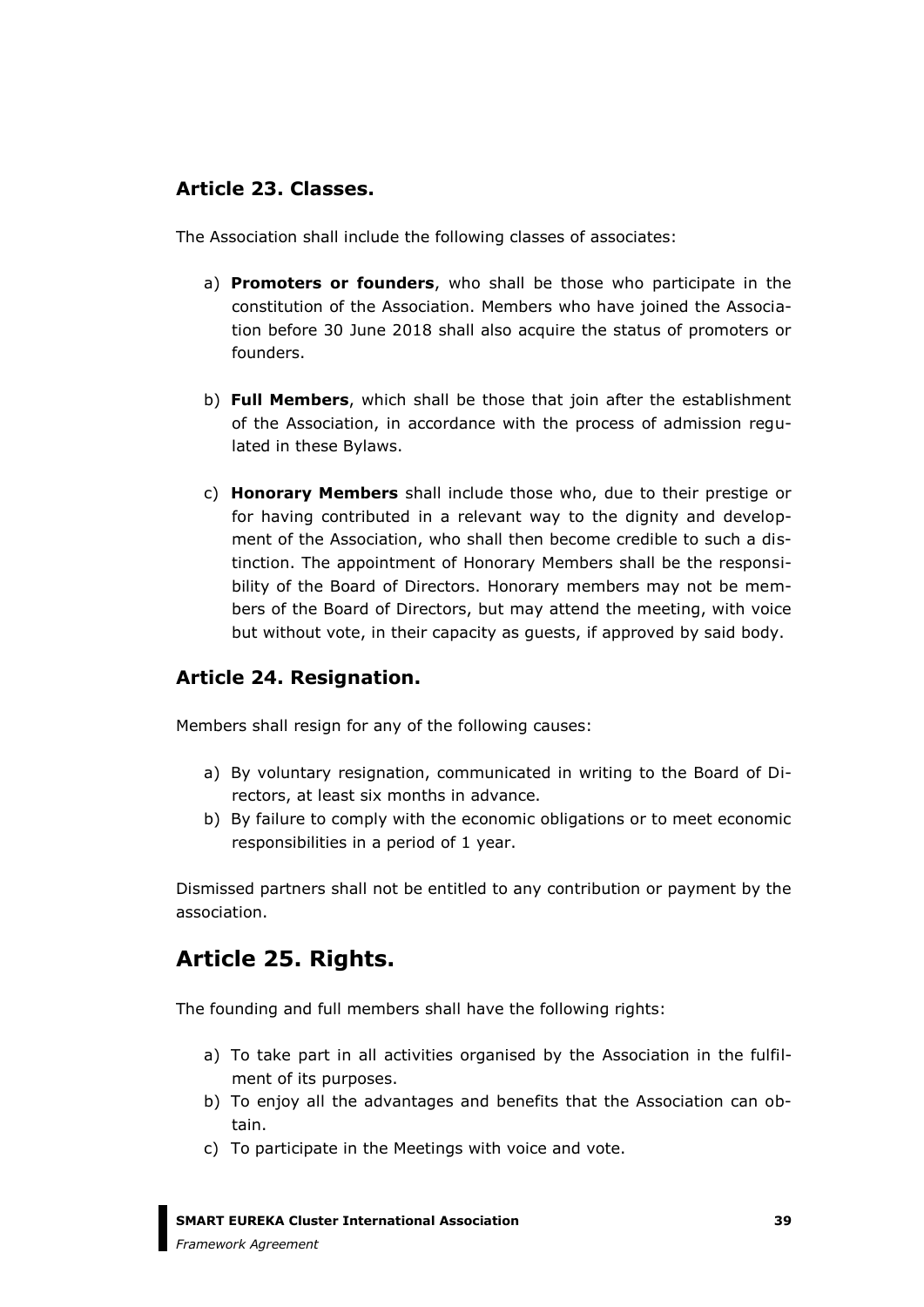### Article 23. Classes.

The Association shall include the following classes of associates:

a) **Promoters or founders**, who shall be those who participate in the constitution of the Association. Members who have joined the Association before 30 June 2018 shall also acquire the status of promoters or founders.

b) **Full Members**, which shall be those that join after the establishment of the Association, in accordance with the process of admission regulated in these Bylaws.

c) **Honorary Members** shall include those who, due to their prestige or for having contributed in a relevant way to the dignity and development of the Association, who shall then become credible to such a distinction. The appointment of Honorary Members shall be the responsibility of the Board of Directors. Honorary members may not be members of the Board of Directors, but may attend the meeting, with voice but without vote, in their capacity as guests, if approved by said body.

### Article 24. Resignation.

Members shall resign for any of the following causes:

a) By voluntary resignation, communicated in writing to the Board of Directors, at least six months in advance.
b) By failure to comply with the economic obligations or to meet economic responsibilities in a period of 1 year.

Dismissed partners shall not be entitled to any contribution or payment by the association.

## Article 25. Rights.

The founding and full members shall have the following rights:

a) To take part in all activities organised by the Association in the fulfilment of its purposes.
b) To enjoy all the advantages and benefits that the Association can obtain.
c) To participate in the Meetings with voice and vote.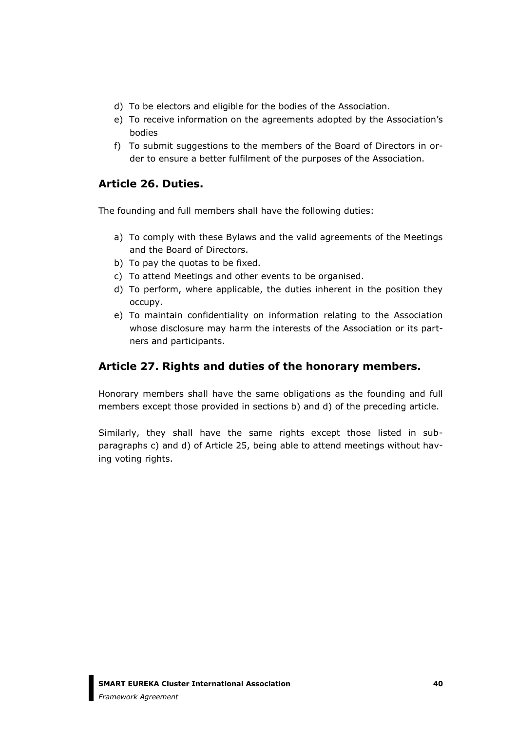d) To be electors and eligible for the bodies of the Association.
e) To receive information on the agreements adopted by the Association's bodies
f) To submit suggestions to the members of the Board of Directors in order to ensure a better fulfilment of the purposes of the Association.

## Article 26. Duties.

The founding and full members shall have the following duties:

a) To comply with these Bylaws and the valid agreements of the Meetings and the Board of Directors.
b) To pay the quotas to be fixed.
c) To attend Meetings and other events to be organised.
d) To perform, where applicable, the duties inherent in the position they occupy.
e) To maintain confidentiality on information relating to the Association whose disclosure may harm the interests of the Association or its partners and participants.

## Article 27. Rights and duties of the honorary members.

Honorary members shall have the same obligations as the founding and full members except those provided in sections b) and d) of the preceding article.

Similarly, they shall have the same rights except those listed in subparagraphs c) and d) of Article 25, being able to attend meetings without having voting rights.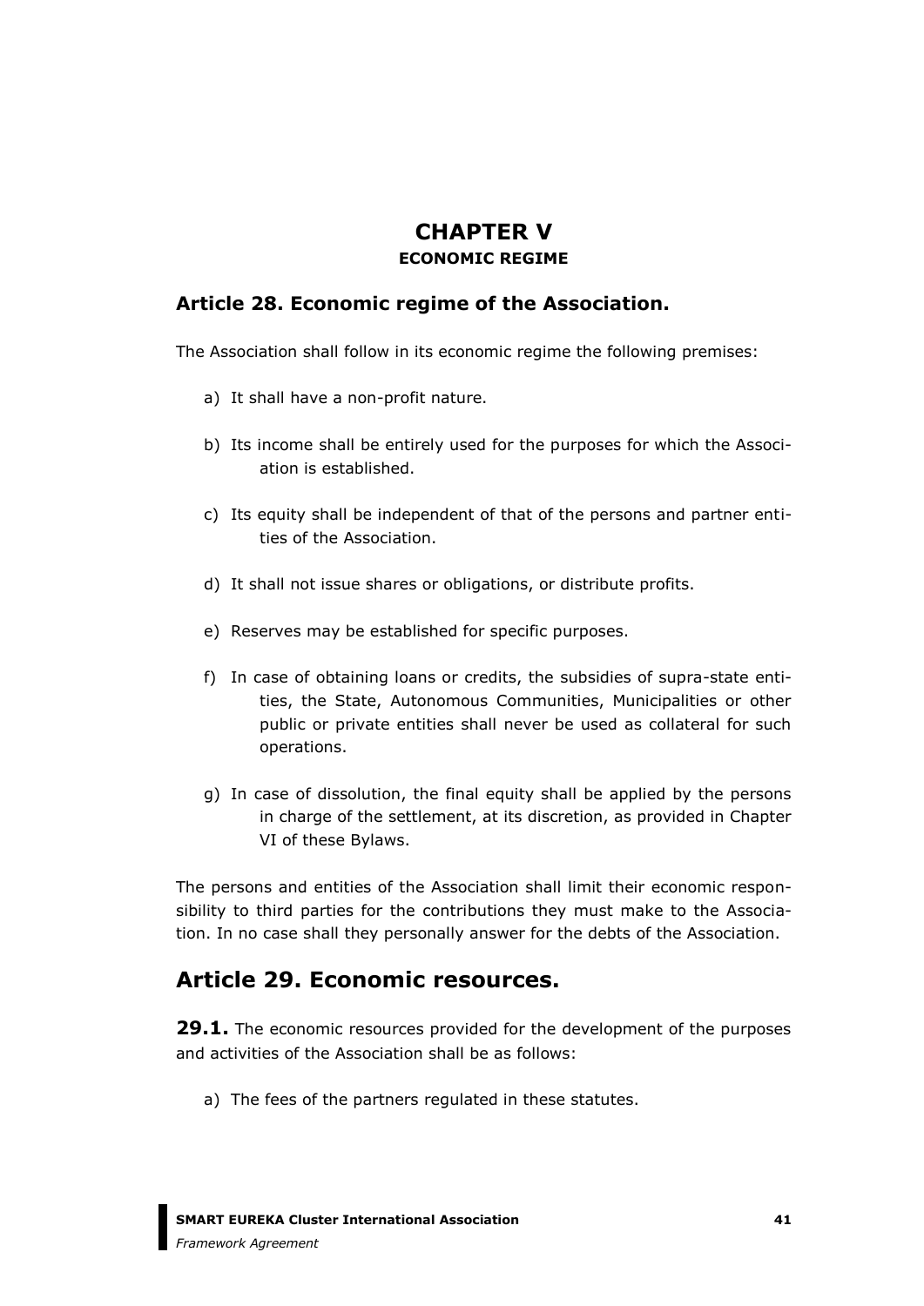# CHAPTER V

**ECONOMIC REGIME**

## Article 28. Economic regime of the Association.

The Association shall follow in its economic regime the following premises:

a) It shall have a non-profit nature.

b) Its income shall be entirely used for the purposes for which the Association is established.

c) Its equity shall be independent of that of the persons and partner entities of the Association.

d) It shall not issue shares or obligations, or distribute profits.

e) Reserves may be established for specific purposes.

f) In case of obtaining loans or credits, the subsidies of supra-state entities, the State, Autonomous Communities, Municipalities or other public or private entities shall never be used as collateral for such operations.

g) In case of dissolution, the final equity shall be applied by the persons in charge of the settlement, at its discretion, as provided in Chapter VI of these Bylaws.

The persons and entities of the Association shall limit their economic responsibility to third parties for the contributions they must make to the Association. In no case shall they personally answer for the debts of the Association.

## Article 29. Economic resources.

**29.1.** The economic resources provided for the development of the purposes and activities of the Association shall be as follows:

a) The fees of the partners regulated in these statutes.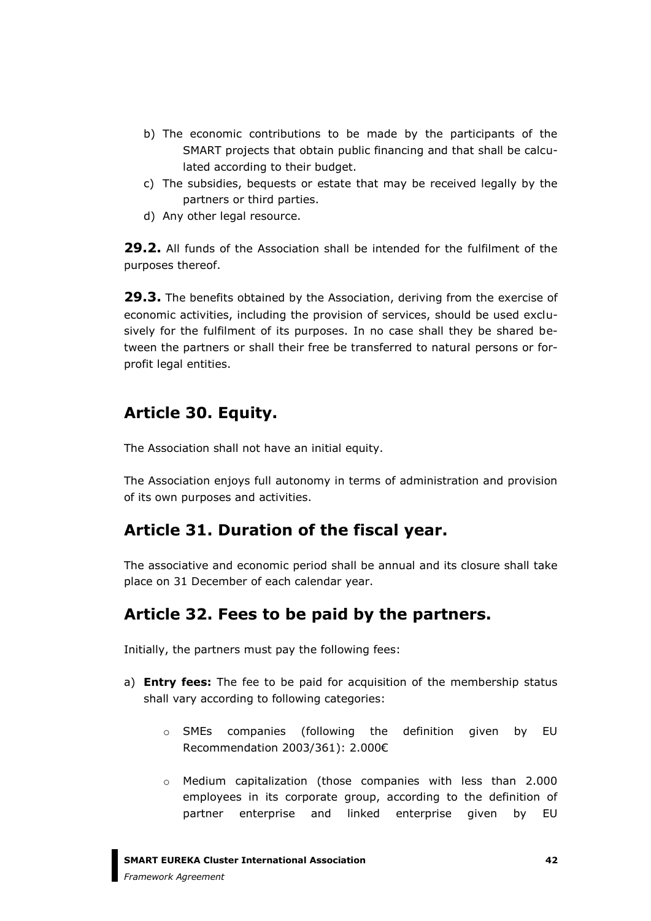b) The economic contributions to be made by the participants of the SMART projects that obtain public financing and that shall be calculated according to their budget.
c) The subsidies, bequests or estate that may be received legally by the partners or third parties.
d) Any other legal resource.

**29.2.** All funds of the Association shall be intended for the fulfilment of the purposes thereof.

**29.3.** The benefits obtained by the Association, deriving from the exercise of economic activities, including the provision of services, should be used exclusively for the fulfilment of its purposes. In no case shall they be shared between the partners or shall their free be transferred to natural persons or for-profit legal entities.

## Article 30. Equity.

The Association shall not have an initial equity.

The Association enjoys full autonomy in terms of administration and provision of its own purposes and activities.

## Article 31. Duration of the fiscal year.

The associative and economic period shall be annual and its closure shall take place on 31 December of each calendar year.

## Article 32. Fees to be paid by the partners.

Initially, the partners must pay the following fees:

a) **Entry fees:** The fee to be paid for acquisition of the membership status shall vary according to following categories:

   - SMEs companies (following the definition given by EU Recommendation 2003/361): 2.000€

   - Medium capitalization (those companies with less than 2.000 employees in its corporate group, according to the definition of partner enterprise and linked enterprise given by EU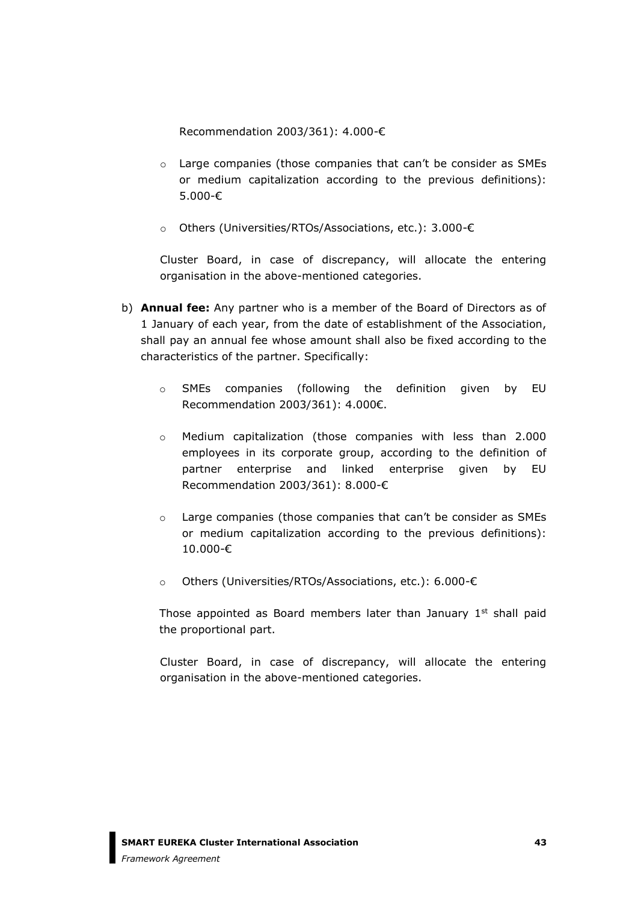Recommendation 2003/361): 4.000-€

- Large companies (those companies that can't be consider as SMEs or medium capitalization according to the previous definitions): 5.000-€
- Others (Universities/RTOs/Associations, etc.): 3.000-€

Cluster Board, in case of discrepancy, will allocate the entering organisation in the above-mentioned categories.

b) **Annual fee:** Any partner who is a member of the Board of Directors as of 1 January of each year, from the date of establishment of the Association, shall pay an annual fee whose amount shall also be fixed according to the characteristics of the partner. Specifically:

- SMEs companies (following the definition given by EU Recommendation 2003/361): 4.000€.
- Medium capitalization (those companies with less than 2.000 employees in its corporate group, according to the definition of partner enterprise and linked enterprise given by EU Recommendation 2003/361): 8.000-€
- Large companies (those companies that can't be consider as SMEs or medium capitalization according to the previous definitions): 10.000-€
- Others (Universities/RTOs/Associations, etc.): 6.000-€

Those appointed as Board members later than January 1st shall paid the proportional part.

Cluster Board, in case of discrepancy, will allocate the entering organisation in the above-mentioned categories.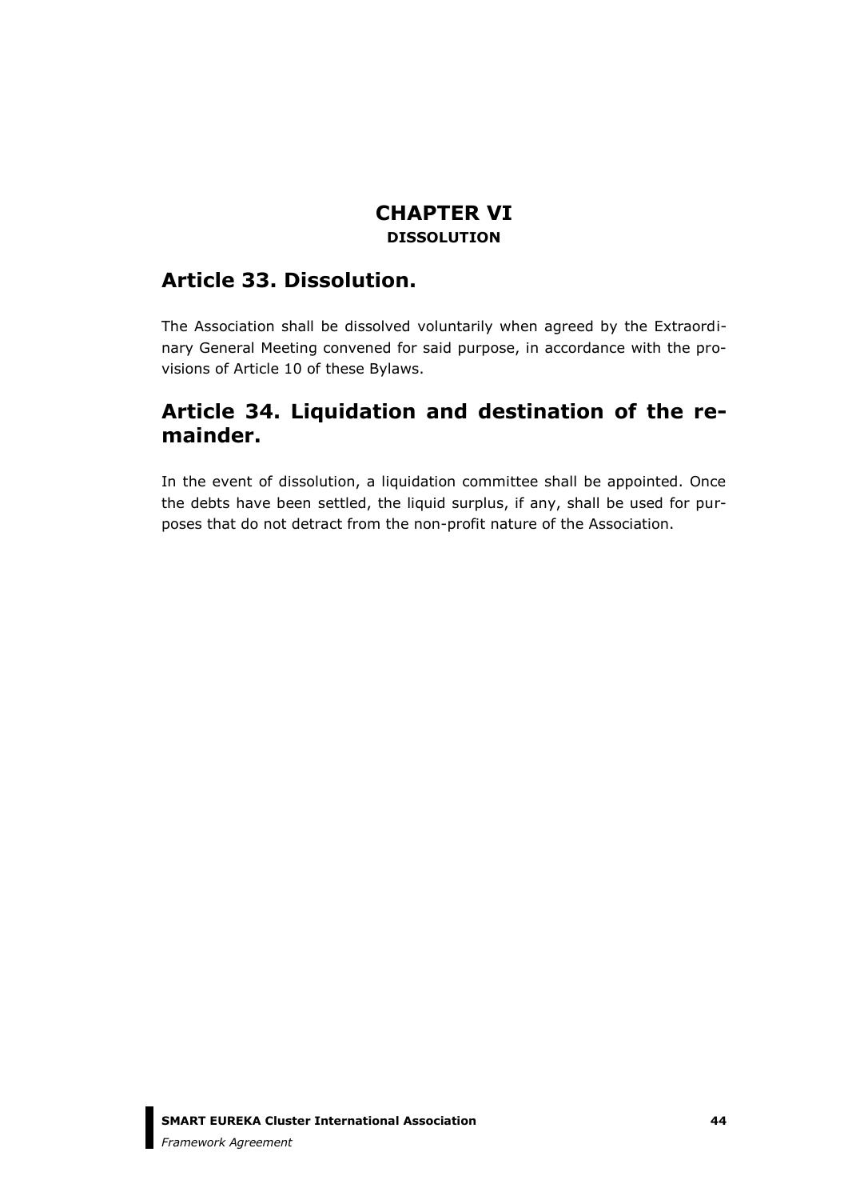# CHAPTER VI
### DISSOLUTION

## Article 33. Dissolution.

The Association shall be dissolved voluntarily when agreed by the Extraordinary General Meeting convened for said purpose, in accordance with the provisions of Article 10 of these Bylaws.

## Article 34. Liquidation and destination of the remainder.

In the event of dissolution, a liquidation committee shall be appointed. Once the debts have been settled, the liquid surplus, if any, shall be used for purposes that do not detract from the non-profit nature of the Association.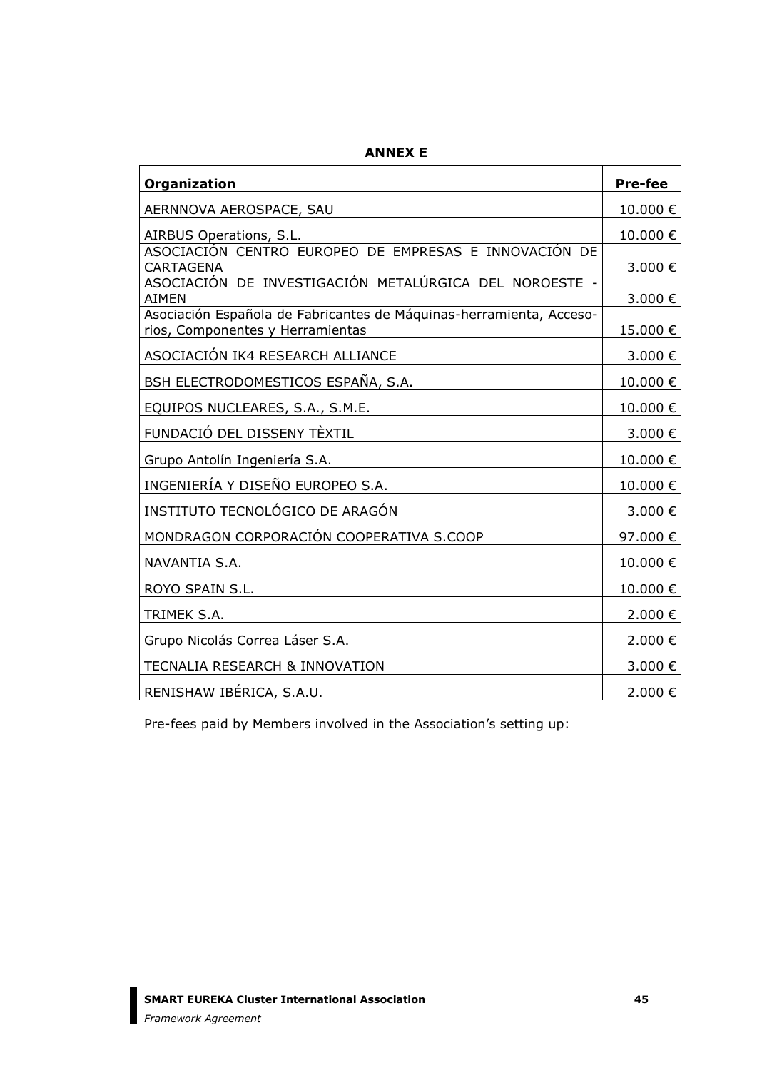**ANNEX E**

| Organization | Pre-fee |
| --- | --- |
| AERNNOVA AEROSPACE, SAU | 10.000 € |
| AIRBUS Operations, S.L. | 10.000 € |
| ASOCIACIÓN CENTRO EUROPEO DE EMPRESAS E INNOVACIÓN DE CARTAGENA | 3.000 € |
| ASOCIACIÓN DE INVESTIGACIÓN METALÚRGICA DEL NOROESTE - AIMEN | 3.000 € |
| Asociación Española de Fabricantes de Máquinas-herramienta, Accesorios, Componentes y Herramientas | 15.000 € |
| ASOCIACIÓN IK4 RESEARCH ALLIANCE | 3.000 € |
| BSH ELECTRODOMESTICOS ESPAÑA, S.A. | 10.000 € |
| EQUIPOS NUCLEARES, S.A., S.M.E. | 10.000 € |
| FUNDACIÓ DEL DISSENY TÈXTIL | 3.000 € |
| Grupo Antolín Ingeniería S.A. | 10.000 € |
| INGENIERÍA Y DISEÑO EUROPEO S.A. | 10.000 € |
| INSTITUTO TECNOLÓGICO DE ARAGÓN | 3.000 € |
| MONDRAGON CORPORACIÓN COOPERATIVA S.COOP | 97.000 € |
| NAVANTIA S.A. | 10.000 € |
| ROYO SPAIN S.L. | 10.000 € |
| TRIMEK S.A. | 2.000 € |
| Grupo Nicolás Correa Láser S.A. | 2.000 € |
| TECNALIA RESEARCH & INNOVATION | 3.000 € |
| RENISHAW IBÉRICA, S.A.U. | 2.000 € |

Pre-fees paid by Members involved in the Association's setting up: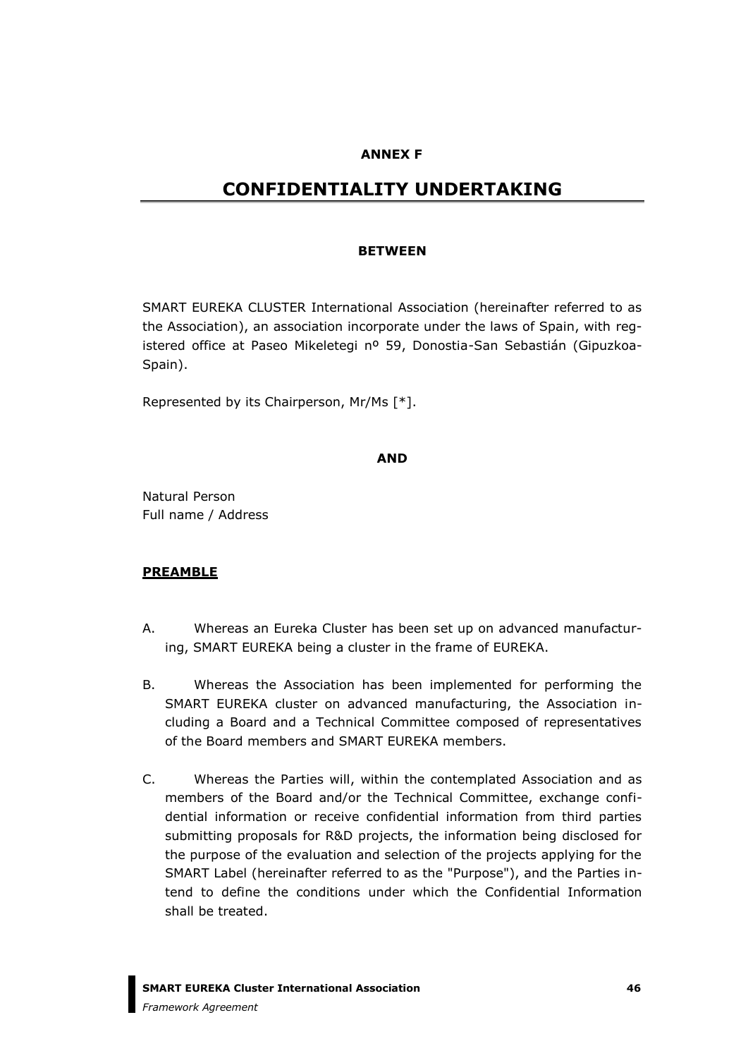**ANNEX F**

# CONFIDENTIALITY UNDERTAKING

**BETWEEN**

SMART EUREKA CLUSTER International Association (hereinafter referred to as the Association), an association incorporate under the laws of Spain, with registered office at Paseo Mikeletegi nº 59, Donostia-San Sebastián (Gipuzkoa-Spain).

Represented by its Chairperson, Mr/Ms [*].

**AND**

Natural Person
Full name / Address

**PREAMBLE**

A. Whereas an Eureka Cluster has been set up on advanced manufacturing, SMART EUREKA being a cluster in the frame of EUREKA.

B. Whereas the Association has been implemented for performing the SMART EUREKA cluster on advanced manufacturing, the Association including a Board and a Technical Committee composed of representatives of the Board members and SMART EUREKA members.

C. Whereas the Parties will, within the contemplated Association and as members of the Board and/or the Technical Committee, exchange confidential information or receive confidential information from third parties submitting proposals for R&D projects, the information being disclosed for the purpose of the evaluation and selection of the projects applying for the SMART Label (hereinafter referred to as the "Purpose"), and the Parties intend to define the conditions under which the Confidential Information shall be treated.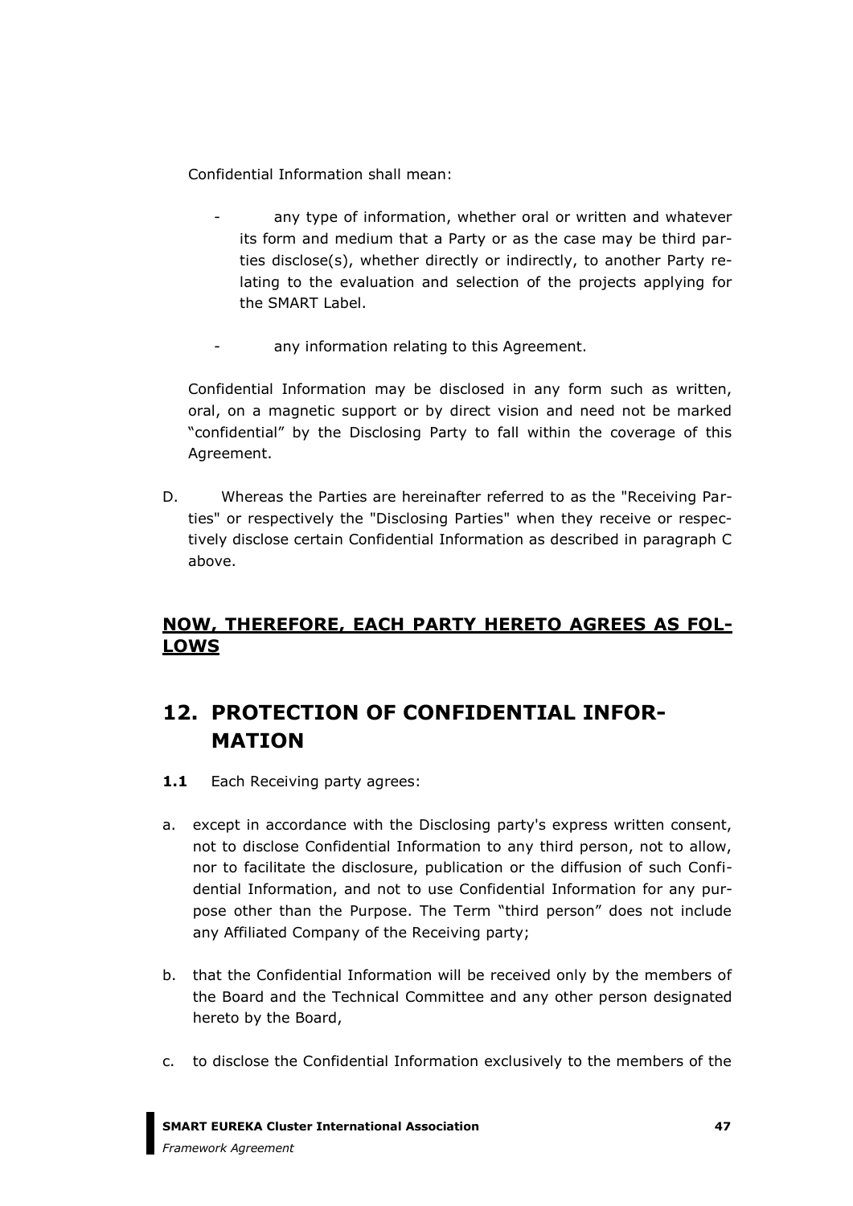Confidential Information shall mean:

- any type of information, whether oral or written and whatever its form and medium that a Party or as the case may be third parties disclose(s), whether directly or indirectly, to another Party relating to the evaluation and selection of the projects applying for the SMART Label.
- any information relating to this Agreement.

Confidential Information may be disclosed in any form such as written, oral, on a magnetic support or by direct vision and need not be marked "confidential" by the Disclosing Party to fall within the coverage of this Agreement.

D. Whereas the Parties are hereinafter referred to as the "Receiving Parties" or respectively the "Disclosing Parties" when they receive or respectively disclose certain Confidential Information as described in paragraph C above.

**NOW, THEREFORE, EACH PARTY HERETO AGREES AS FOLLOWS**

## 12. PROTECTION OF CONFIDENTIAL INFORMATION

**1.1** Each Receiving party agrees:

a. except in accordance with the Disclosing party's express written consent, not to disclose Confidential Information to any third person, not to allow, nor to facilitate the disclosure, publication or the diffusion of such Confidential Information, and not to use Confidential Information for any purpose other than the Purpose. The Term "third person" does not include any Affiliated Company of the Receiving party;

b. that the Confidential Information will be received only by the members of the Board and the Technical Committee and any other person designated hereto by the Board,

c. to disclose the Confidential Information exclusively to the members of the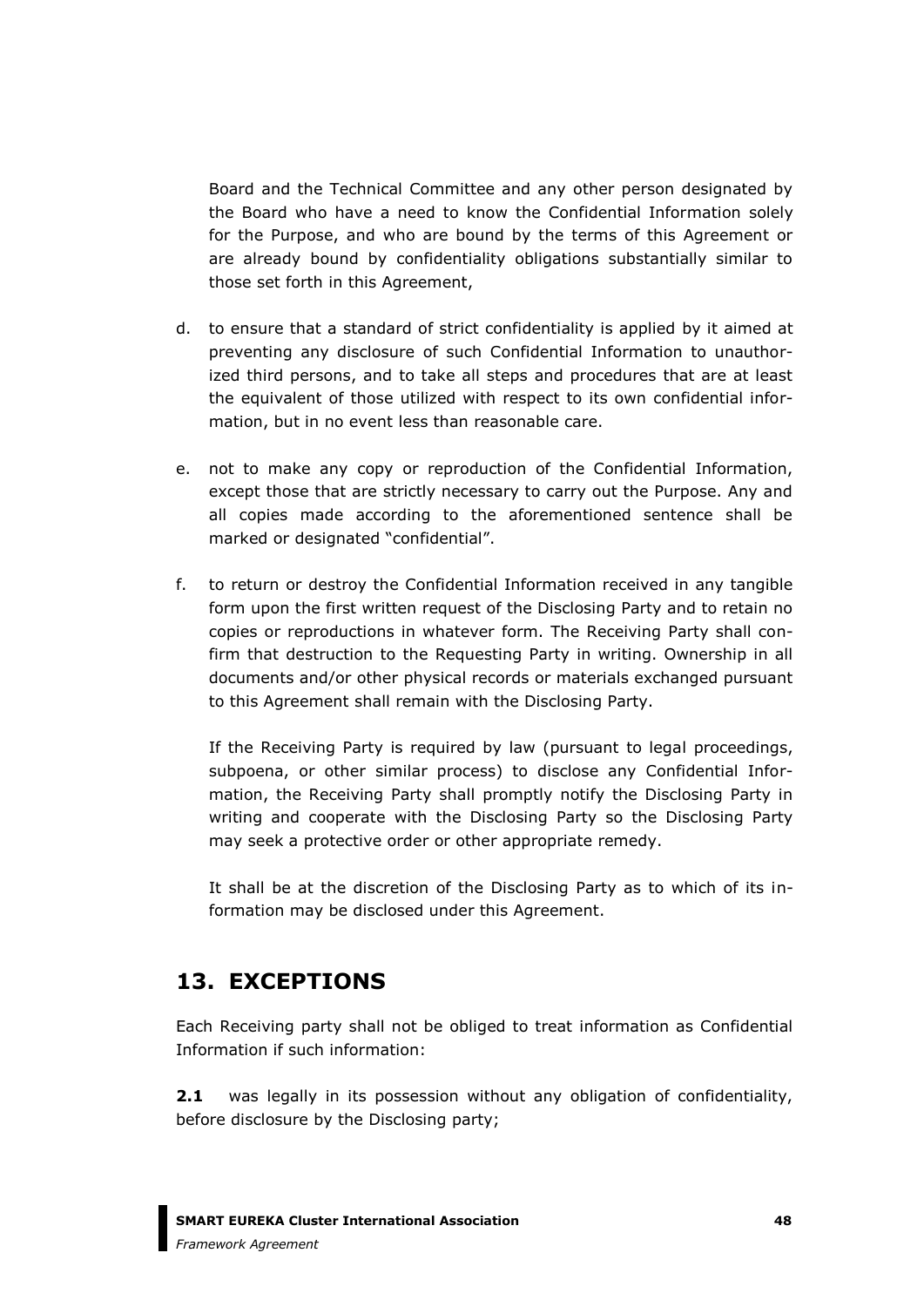Board and the Technical Committee and any other person designated by the Board who have a need to know the Confidential Information solely for the Purpose, and who are bound by the terms of this Agreement or are already bound by confidentiality obligations substantially similar to those set forth in this Agreement,

d. to ensure that a standard of strict confidentiality is applied by it aimed at preventing any disclosure of such Confidential Information to unauthorized third persons, and to take all steps and procedures that are at least the equivalent of those utilized with respect to its own confidential information, but in no event less than reasonable care.

e. not to make any copy or reproduction of the Confidential Information, except those that are strictly necessary to carry out the Purpose. Any and all copies made according to the aforementioned sentence shall be marked or designated "confidential".

f. to return or destroy the Confidential Information received in any tangible form upon the first written request of the Disclosing Party and to retain no copies or reproductions in whatever form. The Receiving Party shall confirm that destruction to the Requesting Party in writing. Ownership in all documents and/or other physical records or materials exchanged pursuant to this Agreement shall remain with the Disclosing Party.

   If the Receiving Party is required by law (pursuant to legal proceedings, subpoena, or other similar process) to disclose any Confidential Information, the Receiving Party shall promptly notify the Disclosing Party in writing and cooperate with the Disclosing Party so the Disclosing Party may seek a protective order or other appropriate remedy.

   It shall be at the discretion of the Disclosing Party as to which of its information may be disclosed under this Agreement.

## 13. EXCEPTIONS

Each Receiving party shall not be obliged to treat information as Confidential Information if such information:

**2.1** was legally in its possession without any obligation of confidentiality, before disclosure by the Disclosing party;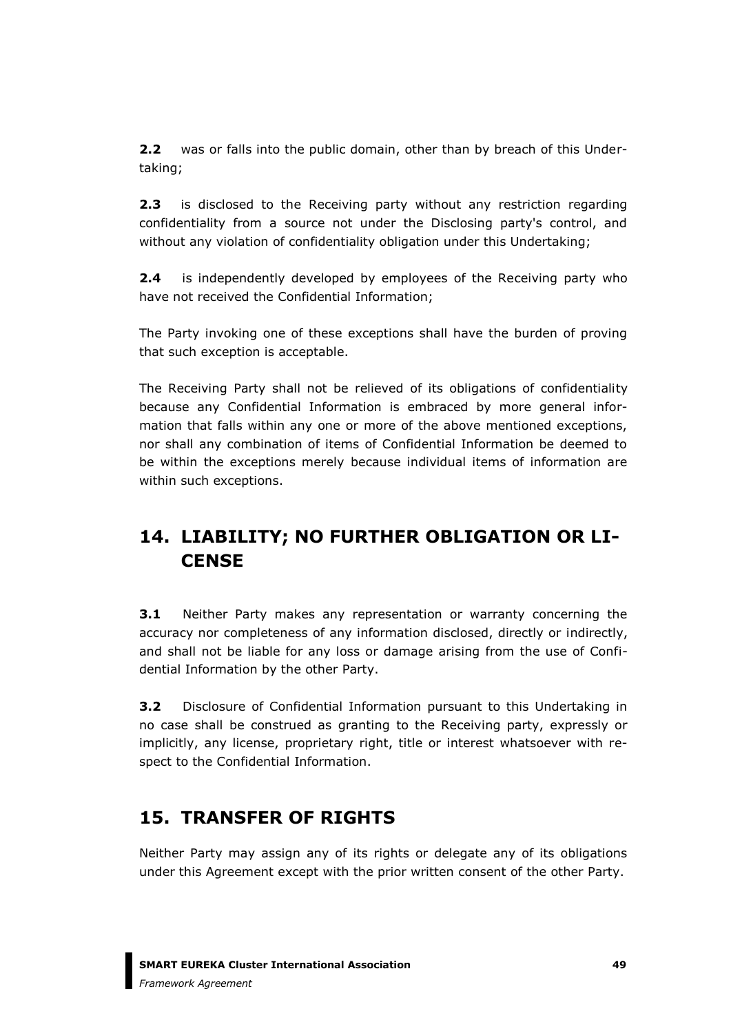**2.2** was or falls into the public domain, other than by breach of this Undertaking;

**2.3** is disclosed to the Receiving party without any restriction regarding confidentiality from a source not under the Disclosing party's control, and without any violation of confidentiality obligation under this Undertaking;

**2.4** is independently developed by employees of the Receiving party who have not received the Confidential Information;

The Party invoking one of these exceptions shall have the burden of proving that such exception is acceptable.

The Receiving Party shall not be relieved of its obligations of confidentiality because any Confidential Information is embraced by more general information that falls within any one or more of the above mentioned exceptions, nor shall any combination of items of Confidential Information be deemed to be within the exceptions merely because individual items of information are within such exceptions.

## 14. LIABILITY; NO FURTHER OBLIGATION OR LICENSE

**3.1** Neither Party makes any representation or warranty concerning the accuracy nor completeness of any information disclosed, directly or indirectly, and shall not be liable for any loss or damage arising from the use of Confidential Information by the other Party.

**3.2** Disclosure of Confidential Information pursuant to this Undertaking in no case shall be construed as granting to the Receiving party, expressly or implicitly, any license, proprietary right, title or interest whatsoever with respect to the Confidential Information.

## 15. TRANSFER OF RIGHTS

Neither Party may assign any of its rights or delegate any of its obligations under this Agreement except with the prior written consent of the other Party.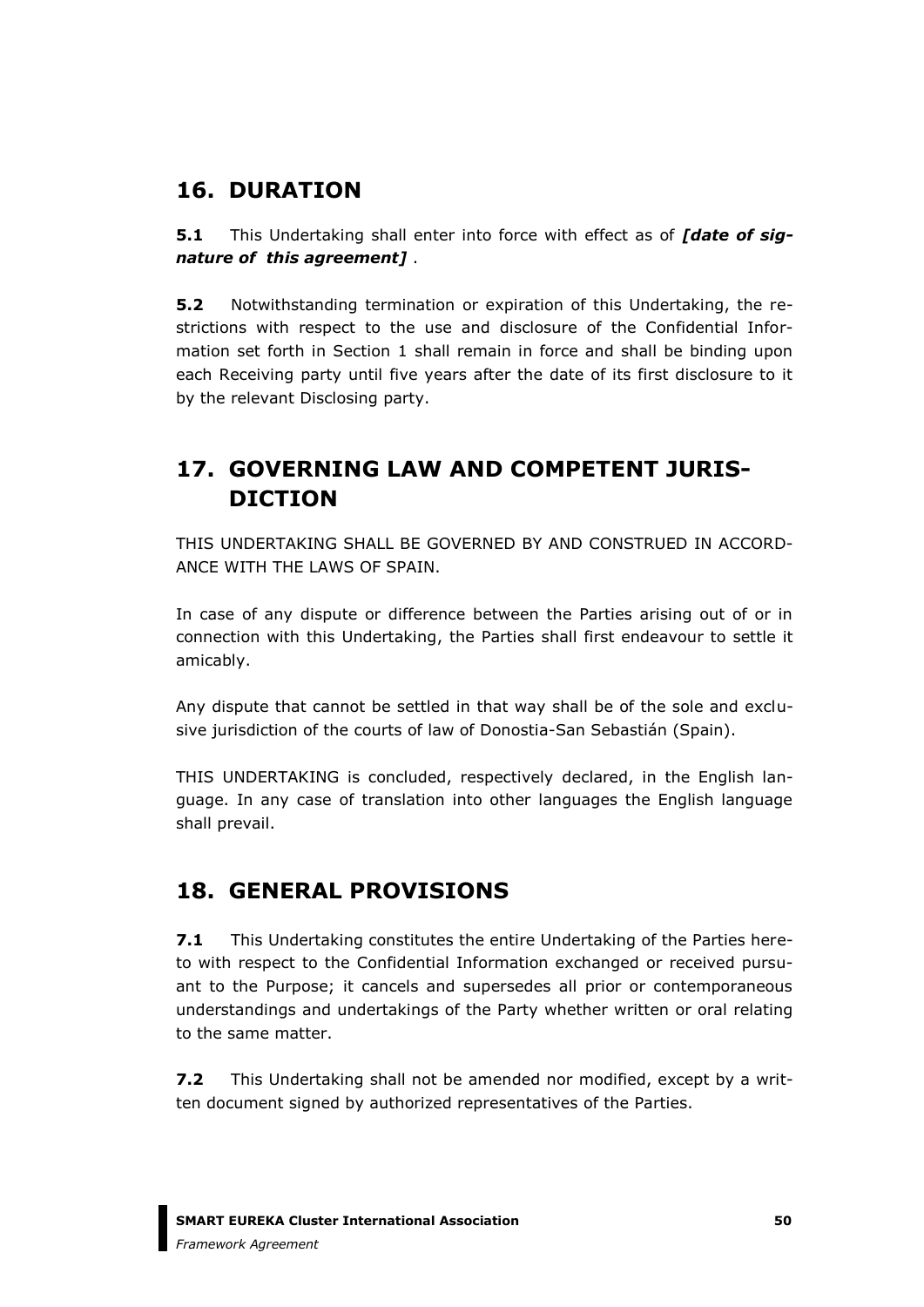## 16. DURATION

**5.1** This Undertaking shall enter into force with effect as of ***[date of signature of this agreement]*** .

**5.2** Notwithstanding termination or expiration of this Undertaking, the restrictions with respect to the use and disclosure of the Confidential Information set forth in Section 1 shall remain in force and shall be binding upon each Receiving party until five years after the date of its first disclosure to it by the relevant Disclosing party.

## 17. GOVERNING LAW AND COMPETENT JURISDICTION

THIS UNDERTAKING SHALL BE GOVERNED BY AND CONSTRUED IN ACCORDANCE WITH THE LAWS OF SPAIN.

In case of any dispute or difference between the Parties arising out of or in connection with this Undertaking, the Parties shall first endeavour to settle it amicably.

Any dispute that cannot be settled in that way shall be of the sole and exclusive jurisdiction of the courts of law of Donostia-San Sebastián (Spain).

THIS UNDERTAKING is concluded, respectively declared, in the English language. In any case of translation into other languages the English language shall prevail.

## 18. GENERAL PROVISIONS

**7.1** This Undertaking constitutes the entire Undertaking of the Parties hereto with respect to the Confidential Information exchanged or received pursuant to the Purpose; it cancels and supersedes all prior or contemporaneous understandings and undertakings of the Party whether written or oral relating to the same matter.

**7.2** This Undertaking shall not be amended nor modified, except by a written document signed by authorized representatives of the Parties.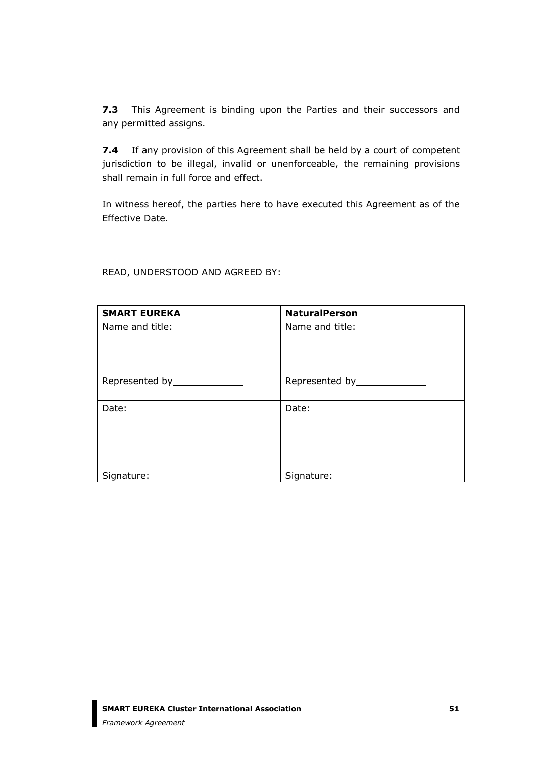**7.3** This Agreement is binding upon the Parties and their successors and any permitted assigns.

**7.4** If any provision of this Agreement shall be held by a court of competent jurisdiction to be illegal, invalid or unenforceable, the remaining provisions shall remain in full force and effect.

In witness hereof, the parties here to have executed this Agreement as of the Effective Date.

READ, UNDERSTOOD AND AGREED BY:

| **SMART EUREKA** | **NaturalPerson** |
|---|---|
| Name and title:<br><br><br>Represented by____________ | Name and title:<br><br><br>Represented by____________ |
| Date:<br><br><br><br>Signature: | Date:<br><br><br><br>Signature: |